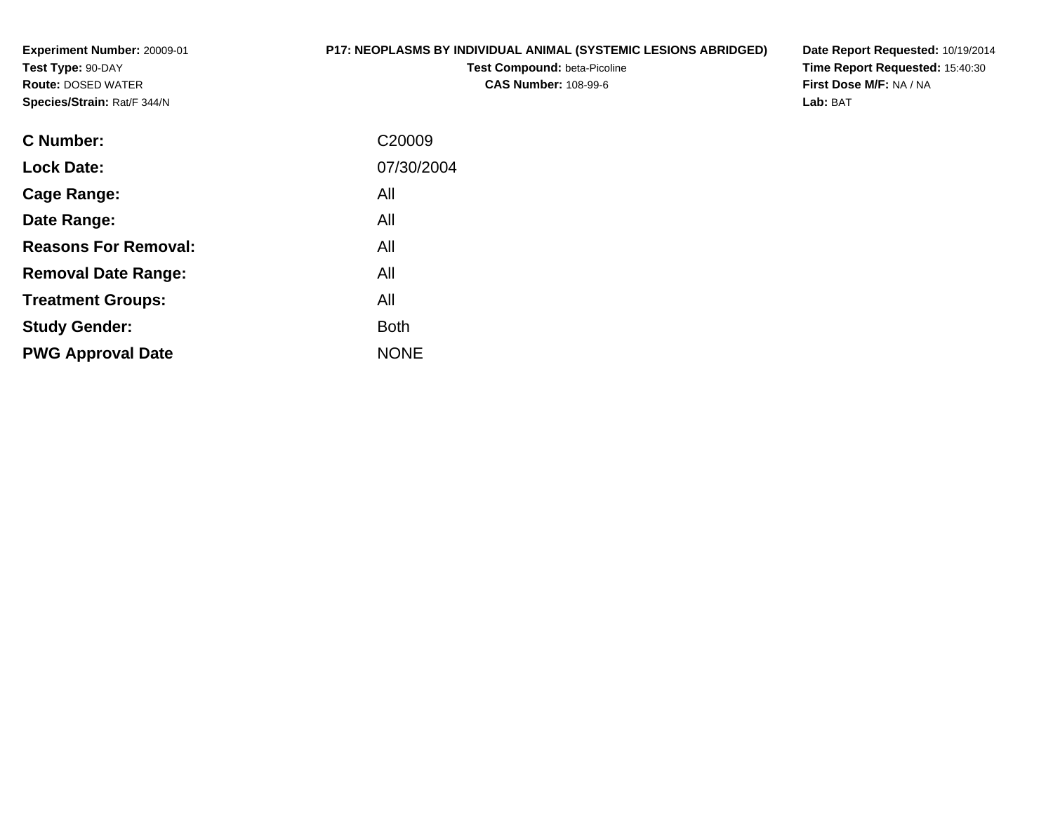**Experiment Number:** 20009-01
**Test Type:** 90-DAY
**Route:** DOSED WATER
**Species/Strain:** Rat/F 344/N

**P17: NEOPLASMS BY INDIVIDUAL ANIMAL (SYSTEMIC LESIONS ABRIDGED)**
**Test Compound:** beta-Picoline
**CAS Number:** 108-99-6

**Date Report Requested:** 10/19/2014
**Time Report Requested:** 15:40:30
**First Dose M/F:** NA / NA
**Lab:** BAT

| | |
|---|---|
| **C Number:** | C20009 |
| **Lock Date:** | 07/30/2004 |
| **Cage Range:** | All |
| **Date Range:** | All |
| **Reasons For Removal:** | All |
| **Removal Date Range:** | All |
| **Treatment Groups:** | All |
| **Study Gender:** | Both |
| **PWG Approval Date** | NONE |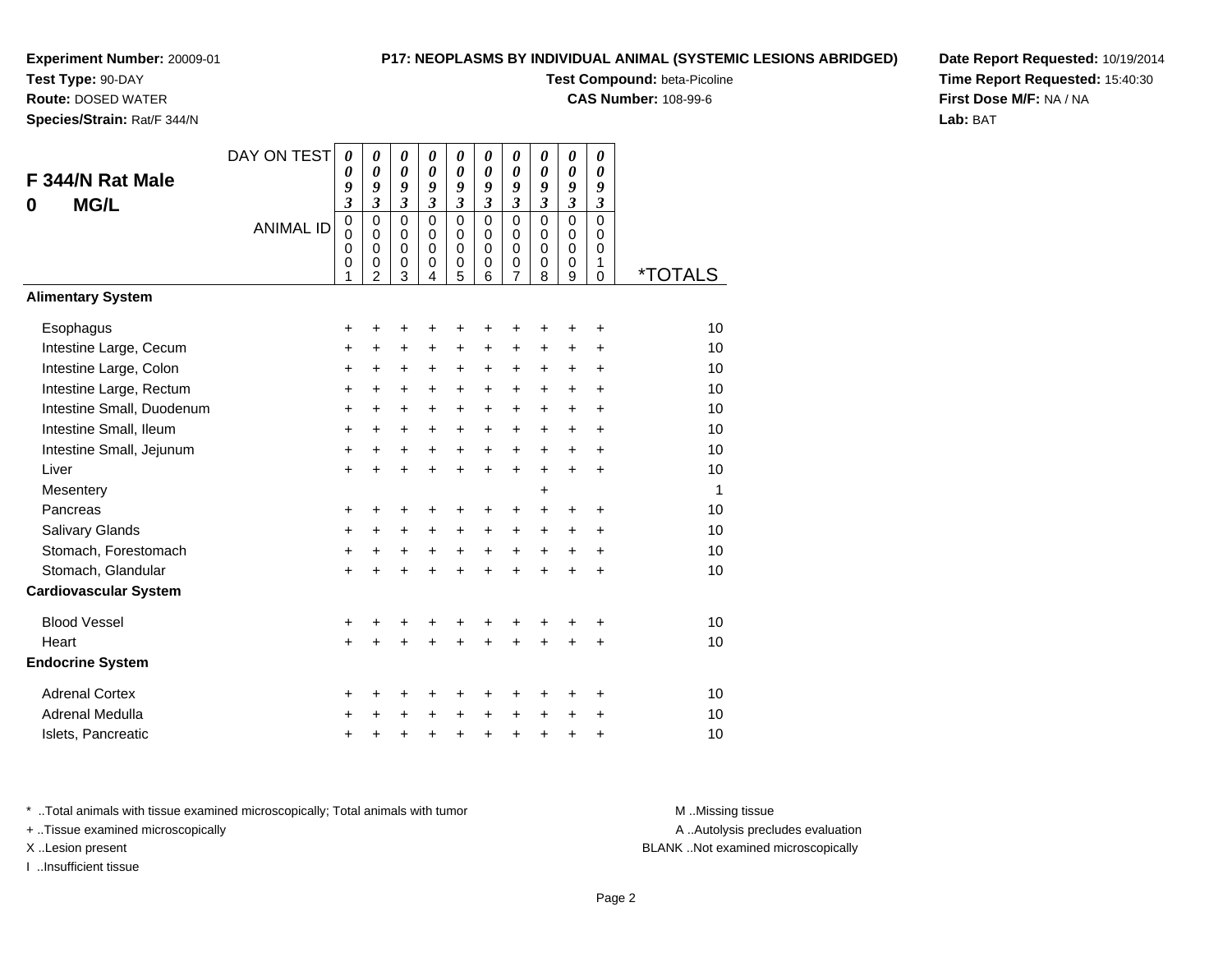**Experiment Number:** 20009-01
**Test Type:** 90-DAY
**Route:** DOSED WATER
**Species/Strain:** Rat/F 344/N

**P17: NEOPLASMS BY INDIVIDUAL ANIMAL (SYSTEMIC LESIONS ABRIDGED)**
**Test Compound:** beta-Picoline
**CAS Number:** 108-99-6

**Date Report Requested:** 10/19/2014
**Time Report Requested:** 15:40:30
**First Dose M/F:** NA / NA
**Lab:** BAT

## F 344/N Rat Male
## 0 MG/L

| DAY ON TEST | 0093 | 0093 | 0093 | 0093 | 0093 | 0093 | 0093 | 0093 | 0093 | 0093 | |
|---|---|---|---|---|---|---|---|---|---|---|---|
| ANIMAL ID | 00001 | 00002 | 00003 | 00004 | 00005 | 00006 | 00007 | 00008 | 00009 | 00010 | *TOTALS |
| **Alimentary System** | | | | | | | | | | | |
| Esophagus | + | + | + | + | + | + | + | + | + | + | 10 |
| Intestine Large, Cecum | + | + | + | + | + | + | + | + | + | + | 10 |
| Intestine Large, Colon | + | + | + | + | + | + | + | + | + | + | 10 |
| Intestine Large, Rectum | + | + | + | + | + | + | + | + | + | + | 10 |
| Intestine Small, Duodenum | + | + | + | + | + | + | + | + | + | + | 10 |
| Intestine Small, Ileum | + | + | + | + | + | + | + | + | + | + | 10 |
| Intestine Small, Jejunum | + | + | + | + | + | + | + | + | + | + | 10 |
| Liver | + | + | + | + | + | + | + | + | + | + | 10 |
| Mesentery | | | | | | | | + | | | 1 |
| Pancreas | + | + | + | + | + | + | + | + | + | + | 10 |
| Salivary Glands | + | + | + | + | + | + | + | + | + | + | 10 |
| Stomach, Forestomach | + | + | + | + | + | + | + | + | + | + | 10 |
| Stomach, Glandular | + | + | + | + | + | + | + | + | + | + | 10 |
| **Cardiovascular System** | | | | | | | | | | | |
| Blood Vessel | + | + | + | + | + | + | + | + | + | + | 10 |
| Heart | + | + | + | + | + | + | + | + | + | + | 10 |
| **Endocrine System** | | | | | | | | | | | |
| Adrenal Cortex | + | + | + | + | + | + | + | + | + | + | 10 |
| Adrenal Medulla | + | + | + | + | + | + | + | + | + | + | 10 |
| Islets, Pancreatic | + | + | + | + | + | + | + | + | + | + | 10 |

* ..Total animals with tissue examined microscopically; Total animals with tumor
+ ..Tissue examined microscopically
X ..Lesion present
I ..Insufficient tissue

M ..Missing tissue
A ..Autolysis precludes evaluation
BLANK ..Not examined microscopically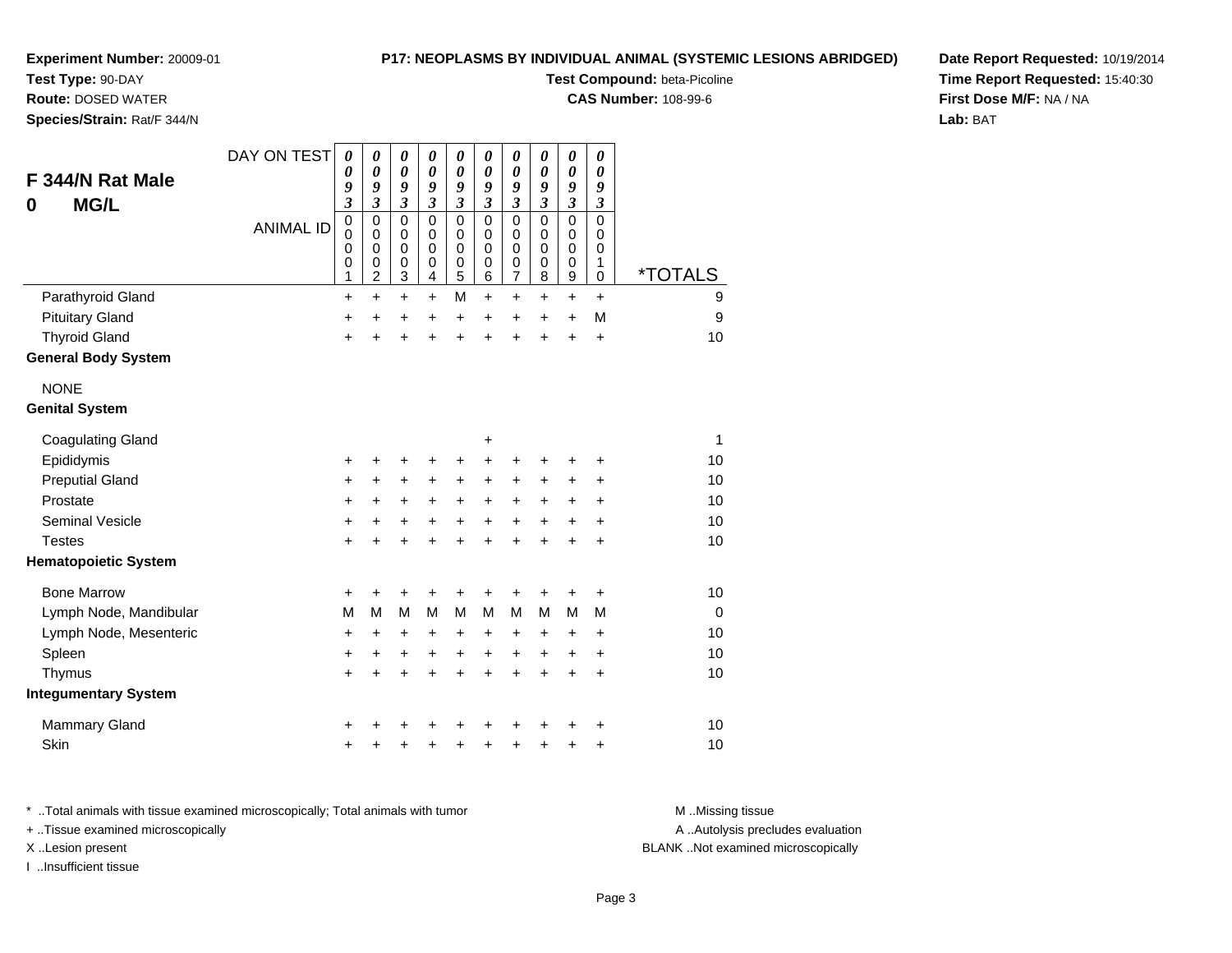**Experiment Number:** 20009-01
**Test Type:** 90-DAY
**Route:** DOSED WATER
**Species/Strain:** Rat/F 344/N

**P17: NEOPLASMS BY INDIVIDUAL ANIMAL (SYSTEMIC LESIONS ABRIDGED)**
**Test Compound:** beta-Picoline
**CAS Number:** 108-99-6

**Date Report Requested:** 10/19/2014
**Time Report Requested:** 15:40:30
**First Dose M/F:** NA / NA
**Lab:** BAT

## F 344/N Rat Male
## 0 MG/L

| DAY ON TEST | 0093 | 0093 | 0093 | 0093 | 0093 | 0093 | 0093 | 0093 | 0093 | 0093 | |
|---|---|---|---|---|---|---|---|---|---|---|---|
| ANIMAL ID | 00001 | 00002 | 00003 | 00004 | 00005 | 00006 | 00007 | 00008 | 00009 | 00010 | *TOTALS |
| Parathyroid Gland | + | + | + | + | M | + | + | + | + | + | 9 |
| Pituitary Gland | + | + | + | + | + | + | + | + | + | M | 9 |
| Thyroid Gland | + | + | + | + | + | + | + | + | + | + | 10 |
| **General Body System** | | | | | | | | | | | |
| NONE | | | | | | | | | | | |
| **Genital System** | | | | | | | | | | | |
| Coagulating Gland | | | | | | + | | | | | 1 |
| Epididymis | + | + | + | + | + | + | + | + | + | + | 10 |
| Preputial Gland | + | + | + | + | + | + | + | + | + | + | 10 |
| Prostate | + | + | + | + | + | + | + | + | + | + | 10 |
| Seminal Vesicle | + | + | + | + | + | + | + | + | + | + | 10 |
| Testes | + | + | + | + | + | + | + | + | + | + | 10 |
| **Hematopoietic System** | | | | | | | | | | | |
| Bone Marrow | + | + | + | + | + | + | + | + | + | + | 10 |
| Lymph Node, Mandibular | M | M | M | M | M | M | M | M | M | M | 0 |
| Lymph Node, Mesenteric | + | + | + | + | + | + | + | + | + | + | 10 |
| Spleen | + | + | + | + | + | + | + | + | + | + | 10 |
| Thymus | + | + | + | + | + | + | + | + | + | + | 10 |
| **Integumentary System** | | | | | | | | | | | |
| Mammary Gland | + | + | + | + | + | + | + | + | + | + | 10 |
| Skin | + | + | + | + | + | + | + | + | + | + | 10 |

* ..Total animals with tissue examined microscopically; Total animals with tumor
+ ..Tissue examined microscopically
X ..Lesion present
I ..Insufficient tissue

M ..Missing tissue
A ..Autolysis precludes evaluation
BLANK ..Not examined microscopically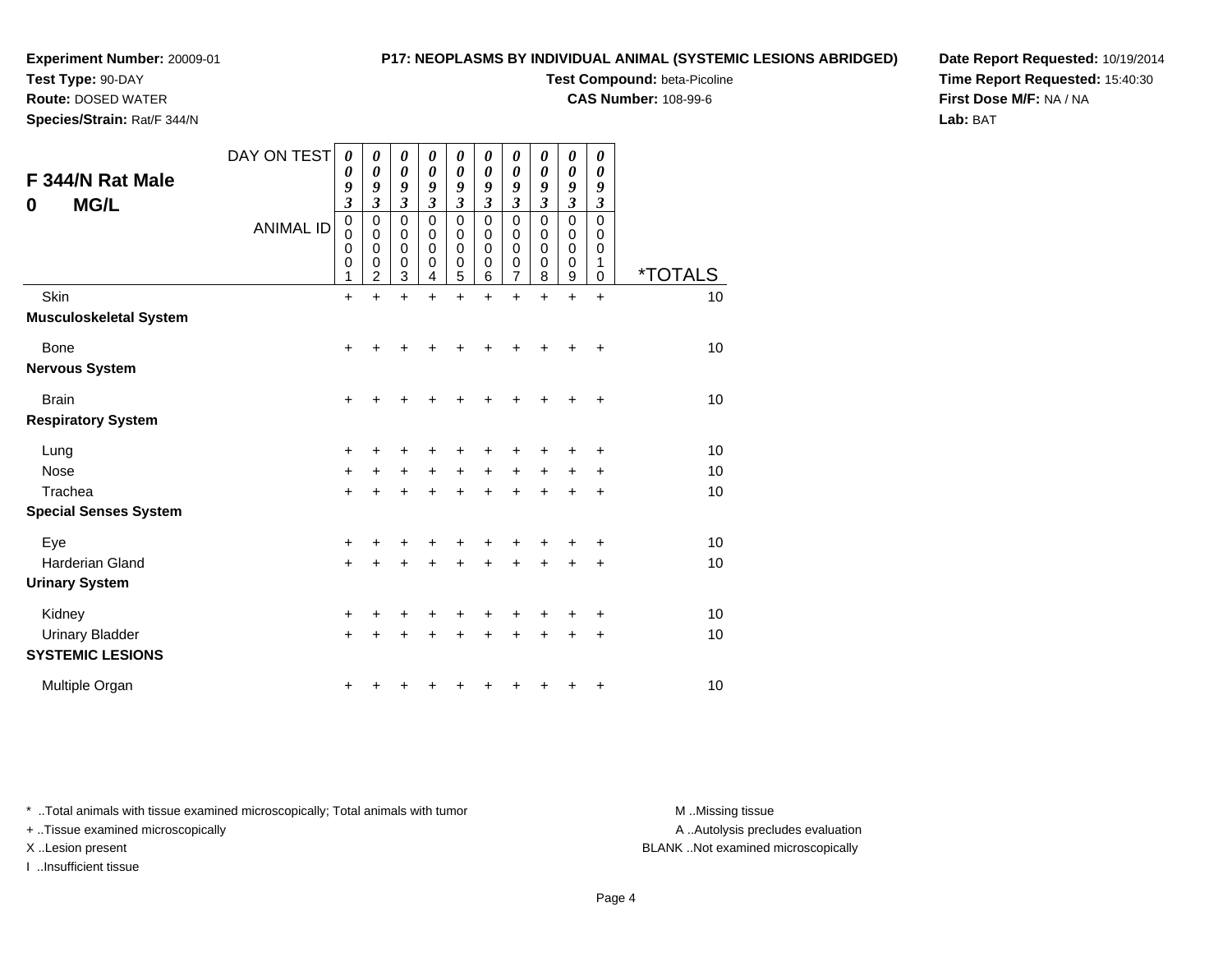**Experiment Number:** 20009-01
**Test Type:** 90-DAY
**Route:** DOSED WATER
**Species/Strain:** Rat/F 344/N

**P17: NEOPLASMS BY INDIVIDUAL ANIMAL (SYSTEMIC LESIONS ABRIDGED)**
**Test Compound:** beta-Picoline
**CAS Number:** 108-99-6

**Date Report Requested:** 10/19/2014
**Time Report Requested:** 15:40:30
**First Dose M/F:** NA / NA
**Lab:** BAT

## F 344/N Rat Male 0 MG/L

| DAY ON TEST | 0093 | 0093 | 0093 | 0093 | 0093 | 0093 | 0093 | 0093 | 0093 | 0093 | |
|---|---|---|---|---|---|---|---|---|---|---|---|
| **ANIMAL ID** | 00001 | 00002 | 00003 | 00004 | 00005 | 00006 | 00007 | 00008 | 00009 | 00010 | ***TOTALS** |
| Skin | + | + | + | + | + | + | + | + | + | + | 10 |
| **Musculoskeletal System** | | | | | | | | | | | |
| Bone | + | + | + | + | + | + | + | + | + | + | 10 |
| **Nervous System** | | | | | | | | | | | |
| Brain | + | + | + | + | + | + | + | + | + | + | 10 |
| **Respiratory System** | | | | | | | | | | | |
| Lung | + | + | + | + | + | + | + | + | + | + | 10 |
| Nose | + | + | + | + | + | + | + | + | + | + | 10 |
| Trachea | + | + | + | + | + | + | + | + | + | + | 10 |
| **Special Senses System** | | | | | | | | | | | |
| Eye | + | + | + | + | + | + | + | + | + | + | 10 |
| Harderian Gland | + | + | + | + | + | + | + | + | + | + | 10 |
| **Urinary System** | | | | | | | | | | | |
| Kidney | + | + | + | + | + | + | + | + | + | + | 10 |
| Urinary Bladder | + | + | + | + | + | + | + | + | + | + | 10 |
| **SYSTEMIC LESIONS** | | | | | | | | | | | |
| Multiple Organ | + | + | + | + | + | + | + | + | + | + | 10 |

* ..Total animals with tissue examined microscopically; Total animals with tumor
+ ..Tissue examined microscopically
X ..Lesion present
I ..Insufficient tissue

M ..Missing tissue
A ..Autolysis precludes evaluation
BLANK ..Not examined microscopically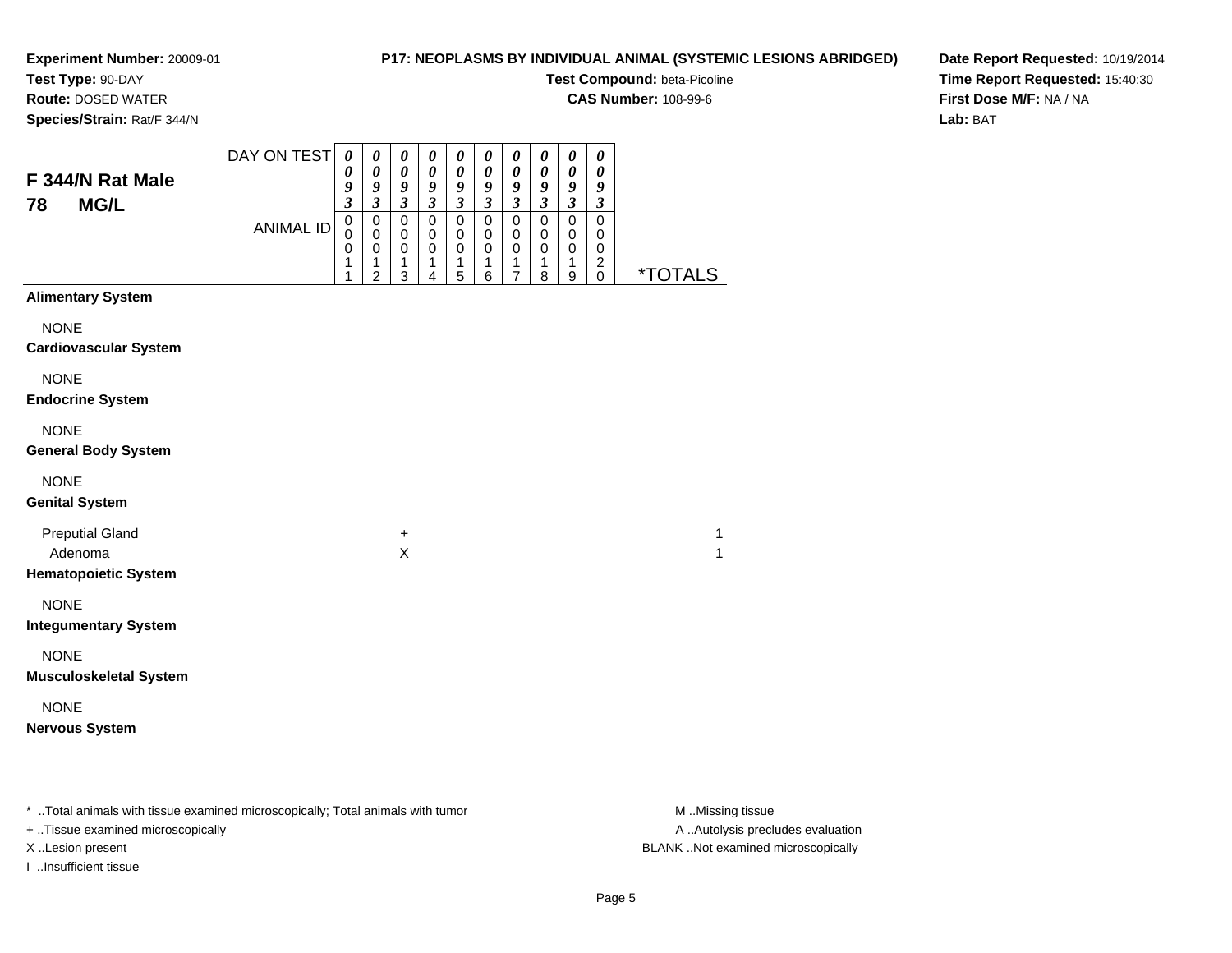**Experiment Number:** 20009-01
**Test Type:** 90-DAY
**Route:** DOSED WATER
**Species/Strain:** Rat/F 344/N

**P17: NEOPLASMS BY INDIVIDUAL ANIMAL (SYSTEMIC LESIONS ABRIDGED)**
**Test Compound:** beta-Picoline
**CAS Number:** 108-99-6

**Date Report Requested:** 10/19/2014
**Time Report Requested:** 15:40:30
**First Dose M/F:** NA / NA
**Lab:** BAT

## F 344/N Rat Male
## 78 MG/L

| DAY ON TEST | 0093 | 0093 | 0093 | 0093 | 0093 | 0093 | 0093 | 0093 | 0093 | 0093 | |
|---|---|---|---|---|---|---|---|---|---|---|---|
| ANIMAL ID | 00011 | 00012 | 00013 | 00014 | 00015 | 00016 | 00017 | 00018 | 00019 | 00020 | *TOTALS |
| **Alimentary System** | | | | | | | | | | | |
| NONE | | | | | | | | | | | |
| **Cardiovascular System** | | | | | | | | | | | |
| NONE | | | | | | | | | | | |
| **Endocrine System** | | | | | | | | | | | |
| NONE | | | | | | | | | | | |
| **General Body System** | | | | | | | | | | | |
| NONE | | | | | | | | | | | |
| **Genital System** | | | | | | | | | | | |
| Preputial Gland | | | + | | | | | | | | 1 |
| Adenoma | | | X | | | | | | | | 1 |
| **Hematopoietic System** | | | | | | | | | | | |
| NONE | | | | | | | | | | | |
| **Integumentary System** | | | | | | | | | | | |
| NONE | | | | | | | | | | | |
| **Musculoskeletal System** | | | | | | | | | | | |
| NONE | | | | | | | | | | | |
| **Nervous System** | | | | | | | | | | | |

\* ..Total animals with tissue examined microscopically; Total animals with tumor
\+ ..Tissue examined microscopically
X ..Lesion present
I ..Insufficient tissue

M ..Missing tissue
A ..Autolysis precludes evaluation
BLANK ..Not examined microscopically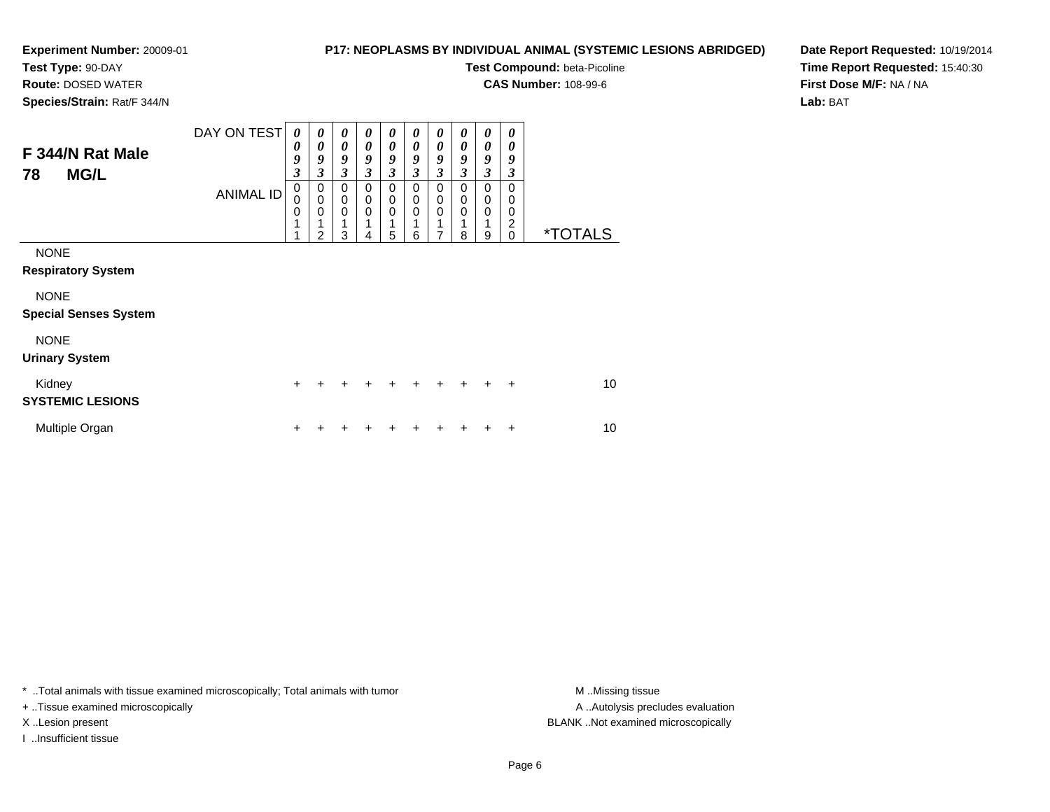**Experiment Number:** 20009-01
**Test Type:** 90-DAY
**Route:** DOSED WATER
**Species/Strain:** Rat/F 344/N

**P17: NEOPLASMS BY INDIVIDUAL ANIMAL (SYSTEMIC LESIONS ABRIDGED)**
**Test Compound:** beta-Picoline
**CAS Number:** 108-99-6

**Date Report Requested:** 10/19/2014
**Time Report Requested:** 15:40:30
**First Dose M/F:** NA / NA
**Lab:** BAT

## F 344/N Rat Male 78 MG/L

| DAY ON TEST | 0093 | 0093 | 0093 | 0093 | 0093 | 0093 | 0093 | 0093 | 0093 | 0093 | |
|---|---|---|---|---|---|---|---|---|---|---|---|
| **ANIMAL ID** | 00011 | 00012 | 00013 | 00014 | 00015 | 00016 | 00017 | 00018 | 00019 | 00020 | ***TOTALS** |
| NONE | | | | | | | | | | | |
| **Respiratory System** | | | | | | | | | | | |
| NONE | | | | | | | | | | | |
| **Special Senses System** | | | | | | | | | | | |
| NONE | | | | | | | | | | | |
| **Urinary System** | | | | | | | | | | | |
| Kidney | + | + | + | + | + | + | + | + | + | + | 10 |
| **SYSTEMIC LESIONS** | | | | | | | | | | | |
| Multiple Organ | + | + | + | + | + | + | + | + | + | + | 10 |

* ..Total animals with tissue examined microscopically; Total animals with tumor
+ ..Tissue examined microscopically
X ..Lesion present
I ..Insufficient tissue

M ..Missing tissue
A ..Autolysis precludes evaluation
BLANK ..Not examined microscopically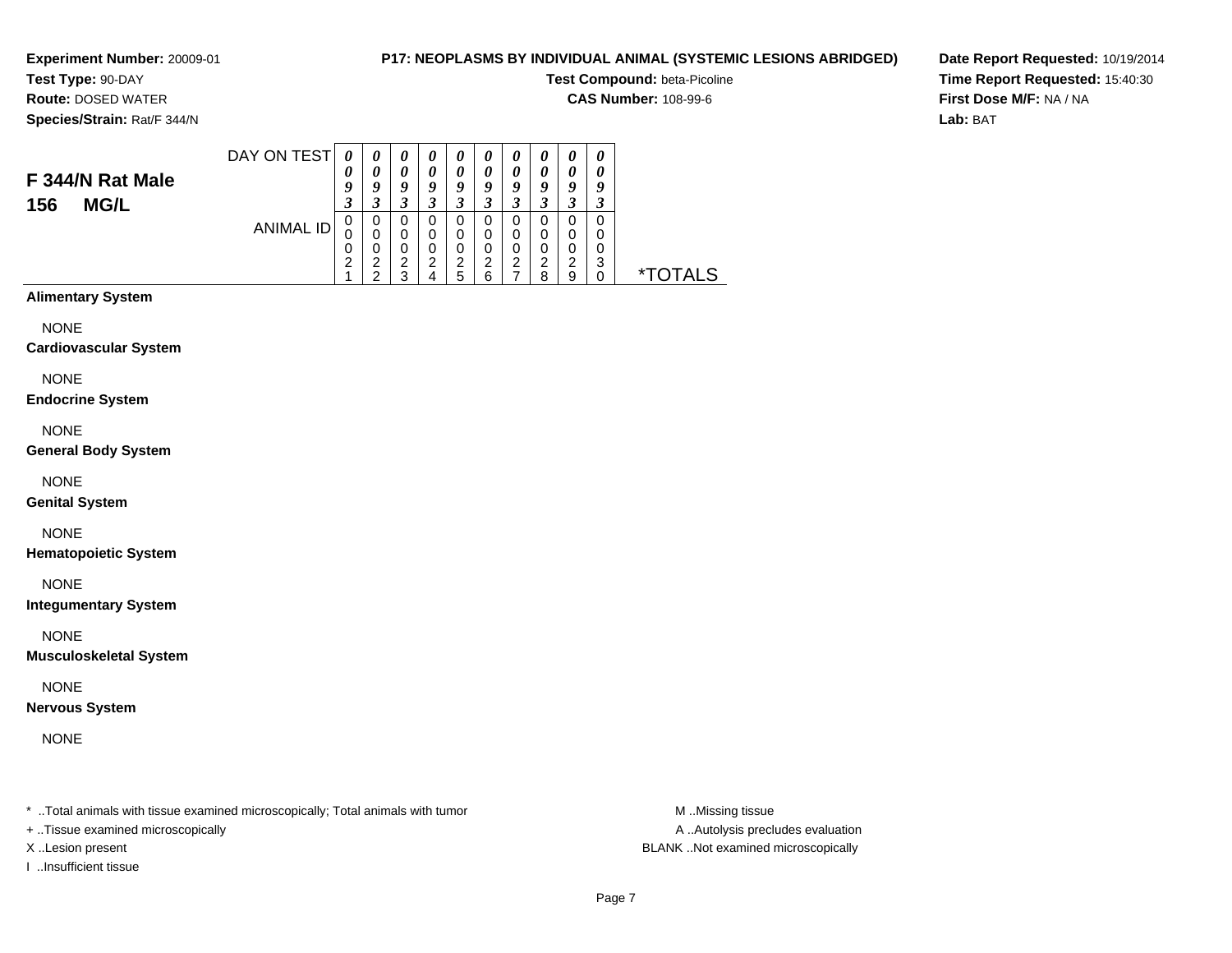**Experiment Number:** 20009-01
**Test Type:** 90-DAY
**Route:** DOSED WATER
**Species/Strain:** Rat/F 344/N

**P17: NEOPLASMS BY INDIVIDUAL ANIMAL (SYSTEMIC LESIONS ABRIDGED)**
**Test Compound:** beta-Picoline
**CAS Number:** 108-99-6

**Date Report Requested:** 10/19/2014
**Time Report Requested:** 15:40:30
**First Dose M/F:** NA / NA
**Lab:** BAT

## F 344/N Rat Male
## 156 MG/L

| DAY ON TEST | 0093 | 0093 | 0093 | 0093 | 0093 | 0093 | 0093 | 0093 | 0093 | 0093 | |
|---|---|---|---|---|---|---|---|---|---|---|---|
| ANIMAL ID | 00021 | 00022 | 00023 | 00024 | 00025 | 00026 | 00027 | 00028 | 00029 | 00030 | *TOTALS |

**Alimentary System**

NONE

**Cardiovascular System**

NONE

**Endocrine System**

NONE

**General Body System**

NONE

**Genital System**

NONE

**Hematopoietic System**

NONE

**Integumentary System**

NONE

**Musculoskeletal System**

NONE

**Nervous System**

NONE

* ..Total animals with tissue examined microscopically; Total animals with tumor
+ ..Tissue examined microscopically
X ..Lesion present
I ..Insufficient tissue

M ..Missing tissue
A ..Autolysis precludes evaluation
BLANK ..Not examined microscopically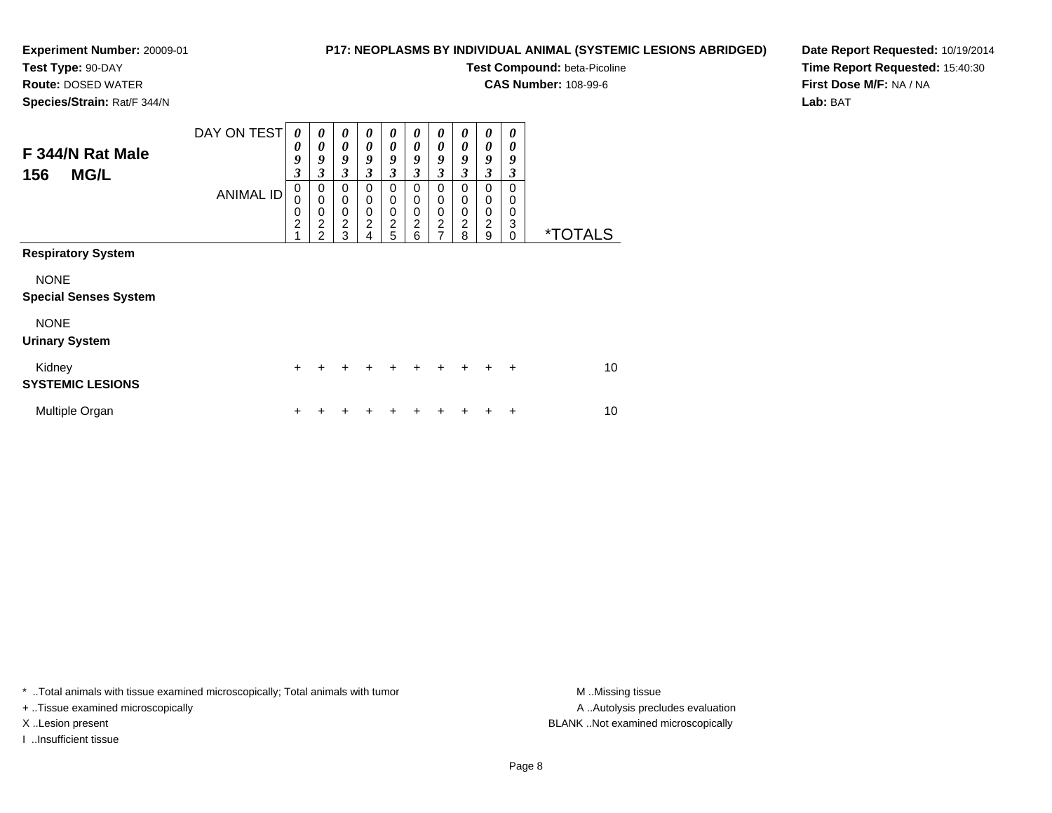**Experiment Number:** 20009-01
**Test Type:** 90-DAY
**Route:** DOSED WATER
**Species/Strain:** Rat/F 344/N

**P17: NEOPLASMS BY INDIVIDUAL ANIMAL (SYSTEMIC LESIONS ABRIDGED)**

**Test Compound:** beta-Picoline
**CAS Number:** 108-99-6

**Date Report Requested:** 10/19/2014
**Time Report Requested:** 15:40:30
**First Dose M/F:** NA / NA
**Lab:** BAT

## F 344/N Rat Male 156 MG/L

| DAY ON TEST | 0093 | 0093 | 0093 | 0093 | 0093 | 0093 | 0093 | 0093 | 0093 | 0093 | |
|---|---|---|---|---|---|---|---|---|---|---|---|
| ANIMAL ID | 00021 | 00022 | 00023 | 00024 | 00025 | 00026 | 00027 | 00028 | 00029 | 00030 | *TOTALS |
| **Respiratory System** | | | | | | | | | | | |
| NONE | | | | | | | | | | | |
| **Special Senses System** | | | | | | | | | | | |
| NONE | | | | | | | | | | | |
| **Urinary System** | | | | | | | | | | | |
| Kidney | + | + | + | + | + | + | + | + | + | + | 10 |
| **SYSTEMIC LESIONS** | | | | | | | | | | | |
| Multiple Organ | + | + | + | + | + | + | + | + | + | + | 10 |

\* ..Total animals with tissue examined microscopically; Total animals with tumor
+ ..Tissue examined microscopically
X ..Lesion present
I ..Insufficient tissue

M ..Missing tissue
A ..Autolysis precludes evaluation
BLANK ..Not examined microscopically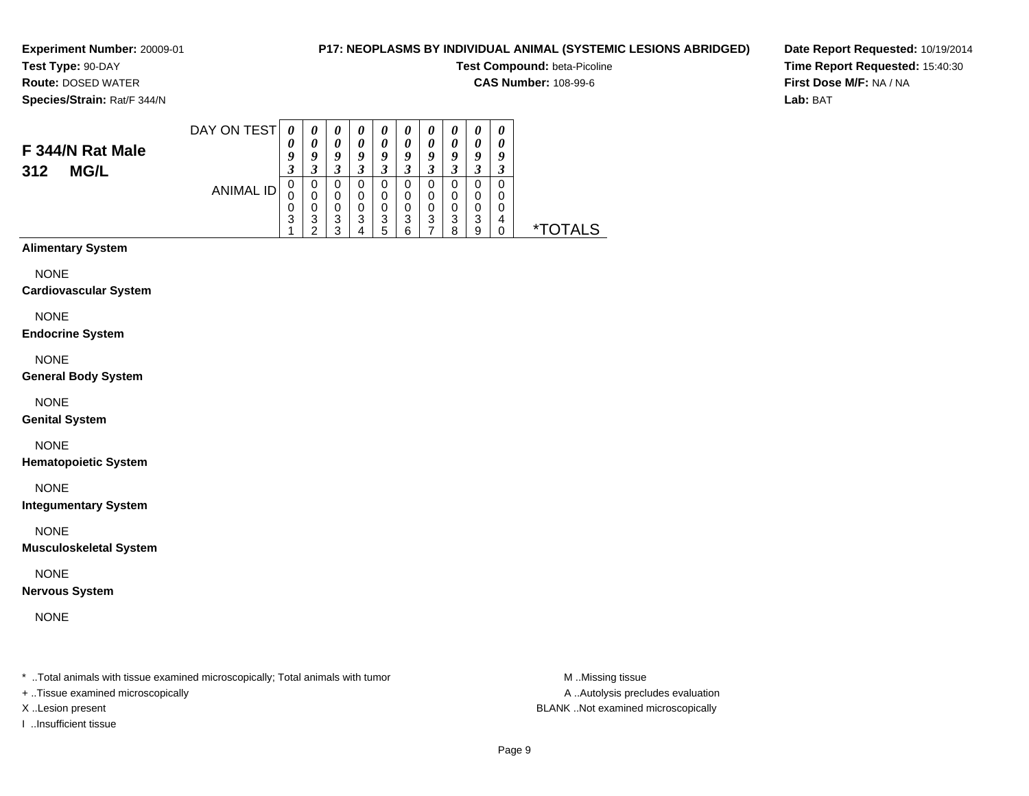**Experiment Number:** 20009-01
**Test Type:** 90-DAY
**Route:** DOSED WATER
**Species/Strain:** Rat/F 344/N

**P17: NEOPLASMS BY INDIVIDUAL ANIMAL (SYSTEMIC LESIONS ABRIDGED)**

**Test Compound:** beta-Picoline
**CAS Number:** 108-99-6

**Date Report Requested:** 10/19/2014
**Time Report Requested:** 15:40:30
**First Dose M/F:** NA / NA
**Lab:** BAT

## F 344/N Rat Male
## 312 MG/L

| DAY ON TEST | 0093 | 0093 | 0093 | 0093 | 0093 | 0093 | 0093 | 0093 | 0093 | 0093 | |
|---|---|---|---|---|---|---|---|---|---|---|---|
| ANIMAL ID | 00031 | 00032 | 00033 | 00034 | 00035 | 00036 | 00037 | 00038 | 00039 | 00040 | *TOTALS |
| **Alimentary System** | | | | | | | | | | | |
| NONE | | | | | | | | | | | |
| **Cardiovascular System** | | | | | | | | | | | |
| NONE | | | | | | | | | | | |
| **Endocrine System** | | | | | | | | | | | |
| NONE | | | | | | | | | | | |
| **General Body System** | | | | | | | | | | | |
| NONE | | | | | | | | | | | |
| **Genital System** | | | | | | | | | | | |
| NONE | | | | | | | | | | | |
| **Hematopoietic System** | | | | | | | | | | | |
| NONE | | | | | | | | | | | |
| **Integumentary System** | | | | | | | | | | | |
| NONE | | | | | | | | | | | |
| **Musculoskeletal System** | | | | | | | | | | | |
| NONE | | | | | | | | | | | |
| **Nervous System** | | | | | | | | | | | |
| NONE | | | | | | | | | | | |

* ..Total animals with tissue examined microscopically; Total animals with tumor
+ ..Tissue examined microscopically
X ..Lesion present
I ..Insufficient tissue

M ..Missing tissue
A ..Autolysis precludes evaluation
BLANK ..Not examined microscopically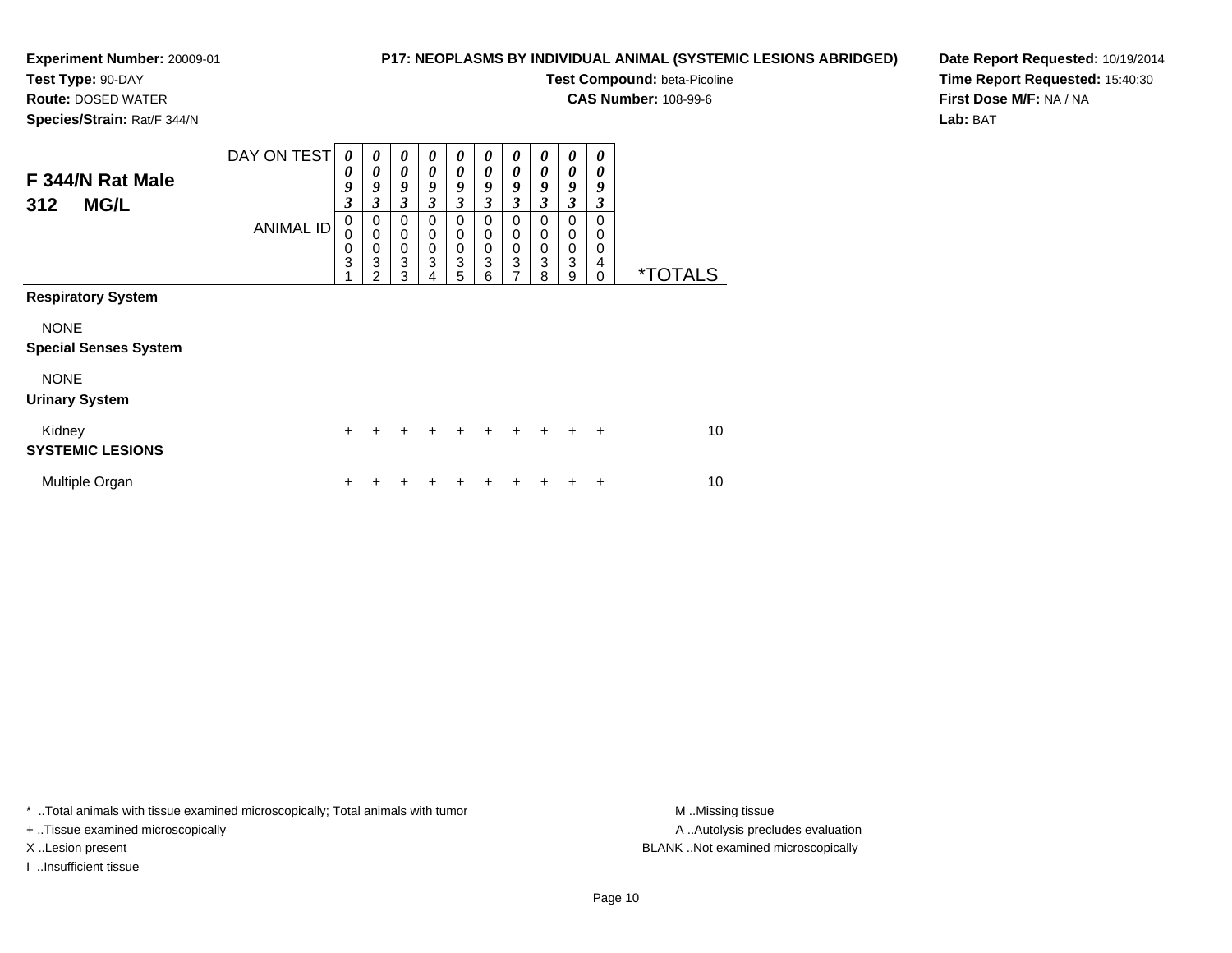**Experiment Number:** 20009-01
**Test Type:** 90-DAY
**Route:** DOSED WATER
**Species/Strain:** Rat/F 344/N

**P17: NEOPLASMS BY INDIVIDUAL ANIMAL (SYSTEMIC LESIONS ABRIDGED)**
**Test Compound:** beta-Picoline
**CAS Number:** 108-99-6

**Date Report Requested:** 10/19/2014
**Time Report Requested:** 15:40:30
**First Dose M/F:** NA / NA
**Lab:** BAT

## F 344/N Rat Male 312 MG/L

| DAY ON TEST | 0093 | 0093 | 0093 | 0093 | 0093 | 0093 | 0093 | 0093 | 0093 | 0093 | |
|---|---|---|---|---|---|---|---|---|---|---|---|
| **ANIMAL ID** | 00031 | 00032 | 00033 | 00034 | 00035 | 00036 | 00037 | 00038 | 00039 | 00040 | ***TOTALS** |
| **Respiratory System** | | | | | | | | | | | |
| NONE | | | | | | | | | | | |
| **Special Senses System** | | | | | | | | | | | |
| NONE | | | | | | | | | | | |
| **Urinary System** | | | | | | | | | | | |
| Kidney | + | + | + | + | + | + | + | + | + | + | 10 |
| **SYSTEMIC LESIONS** | | | | | | | | | | | |
| Multiple Organ | + | + | + | + | + | + | + | + | + | + | 10 |

* ..Total animals with tissue examined microscopically; Total animals with tumor
+ ..Tissue examined microscopically
X ..Lesion present
I ..Insufficient tissue

M ..Missing tissue
A ..Autolysis precludes evaluation
BLANK ..Not examined microscopically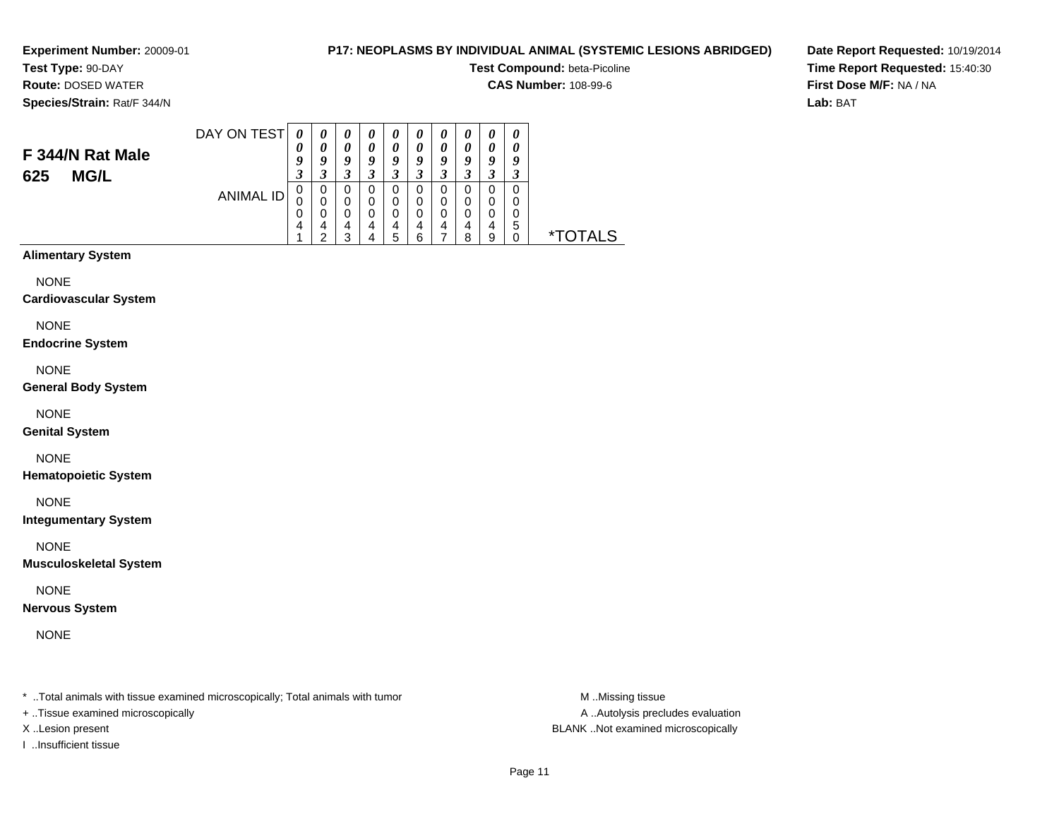**Experiment Number:** 20009-01
**Test Type:** 90-DAY
**Route:** DOSED WATER
**Species/Strain:** Rat/F 344/N

**P17: NEOPLASMS BY INDIVIDUAL ANIMAL (SYSTEMIC LESIONS ABRIDGED)**
**Test Compound:** beta-Picoline
**CAS Number:** 108-99-6

**Date Report Requested:** 10/19/2014
**Time Report Requested:** 15:40:30
**First Dose M/F:** NA / NA
**Lab:** BAT

## F 344/N Rat Male
## 625 MG/L

| DAY ON TEST | 0093 | 0093 | 0093 | 0093 | 0093 | 0093 | 0093 | 0093 | 0093 | 0093 | |
|---|---|---|---|---|---|---|---|---|---|---|---|
| ANIMAL ID | 00041 | 00042 | 00043 | 00044 | 00045 | 00046 | 00047 | 00048 | 00049 | 00050 | *TOTALS |
| **Alimentary System** | | | | | | | | | | | |
| NONE | | | | | | | | | | | |
| **Cardiovascular System** | | | | | | | | | | | |
| NONE | | | | | | | | | | | |
| **Endocrine System** | | | | | | | | | | | |
| NONE | | | | | | | | | | | |
| **General Body System** | | | | | | | | | | | |
| NONE | | | | | | | | | | | |
| **Genital System** | | | | | | | | | | | |
| NONE | | | | | | | | | | | |
| **Hematopoietic System** | | | | | | | | | | | |
| NONE | | | | | | | | | | | |
| **Integumentary System** | | | | | | | | | | | |
| NONE | | | | | | | | | | | |
| **Musculoskeletal System** | | | | | | | | | | | |
| NONE | | | | | | | | | | | |
| **Nervous System** | | | | | | | | | | | |
| NONE | | | | | | | | | | | |

* ..Total animals with tissue examined microscopically; Total animals with tumor
+ ..Tissue examined microscopically
X ..Lesion present
I ..Insufficient tissue

M ..Missing tissue
A ..Autolysis precludes evaluation
BLANK ..Not examined microscopically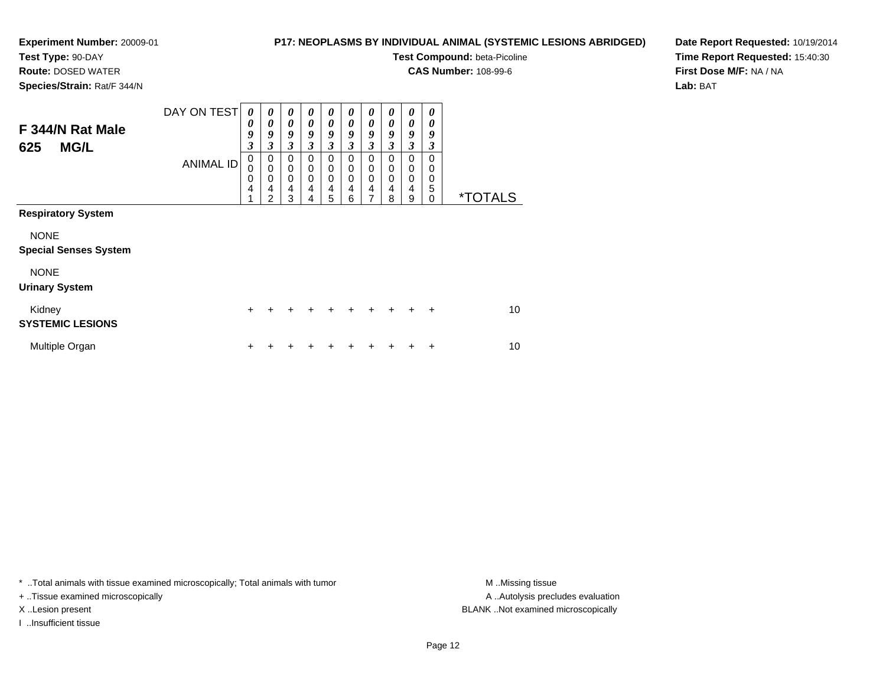**Experiment Number:** 20009-01
**Test Type:** 90-DAY
**Route:** DOSED WATER
**Species/Strain:** Rat/F 344/N

**P17: NEOPLASMS BY INDIVIDUAL ANIMAL (SYSTEMIC LESIONS ABRIDGED)**
**Test Compound:** beta-Picoline
**CAS Number:** 108-99-6

**Date Report Requested:** 10/19/2014
**Time Report Requested:** 15:40:30
**First Dose M/F:** NA / NA
**Lab:** BAT

## F 344/N Rat Male 625 MG/L

| DAY ON TEST | 0093 | 0093 | 0093 | 0093 | 0093 | 0093 | 0093 | 0093 | 0093 | 0093 | |
|---|---|---|---|---|---|---|---|---|---|---|---|
| ANIMAL ID | 00041 | 00042 | 00043 | 00044 | 00045 | 00046 | 00047 | 00048 | 00049 | 00050 | *TOTALS |
| **Respiratory System** | | | | | | | | | | | |
| NONE | | | | | | | | | | | |
| **Special Senses System** | | | | | | | | | | | |
| NONE | | | | | | | | | | | |
| **Urinary System** | | | | | | | | | | | |
| Kidney | + | + | + | + | + | + | + | + | + | + | 10 |
| **SYSTEMIC LESIONS** | | | | | | | | | | | |
| Multiple Organ | + | + | + | + | + | + | + | + | + | + | 10 |

* ..Total animals with tissue examined microscopically; Total animals with tumor
+ ..Tissue examined microscopically
X ..Lesion present
I ..Insufficient tissue

M ..Missing tissue
A ..Autolysis precludes evaluation
BLANK ..Not examined microscopically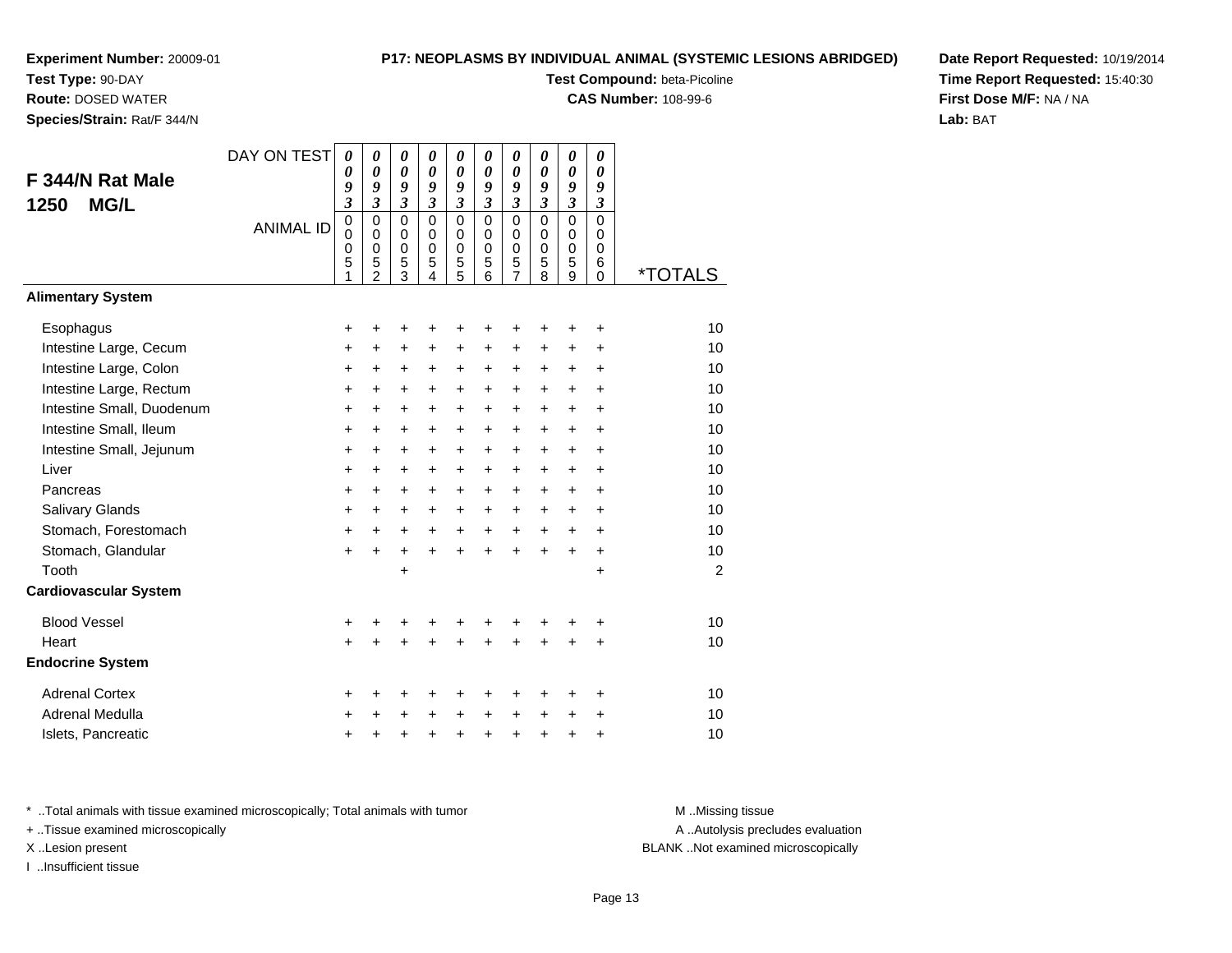**Experiment Number:** 20009-01
**Test Type:** 90-DAY
**Route:** DOSED WATER
**Species/Strain:** Rat/F 344/N

**P17: NEOPLASMS BY INDIVIDUAL ANIMAL (SYSTEMIC LESIONS ABRIDGED)**
**Test Compound:** beta-Picoline
**CAS Number:** 108-99-6

**Date Report Requested:** 10/19/2014
**Time Report Requested:** 15:40:30
**First Dose M/F:** NA / NA
**Lab:** BAT

## F 344/N Rat Male 1250 MG/L

| DAY ON TEST | 0093 | 0093 | 0093 | 0093 | 0093 | 0093 | 0093 | 0093 | 0093 | 0093 | |
|---|---|---|---|---|---|---|---|---|---|---|---|
| ANIMAL ID | 00051 | 00052 | 00053 | 00054 | 00055 | 00056 | 00057 | 00058 | 00059 | 00060 | *TOTALS |
| **Alimentary System** | | | | | | | | | | | |
| Esophagus | + | + | + | + | + | + | + | + | + | + | 10 |
| Intestine Large, Cecum | + | + | + | + | + | + | + | + | + | + | 10 |
| Intestine Large, Colon | + | + | + | + | + | + | + | + | + | + | 10 |
| Intestine Large, Rectum | + | + | + | + | + | + | + | + | + | + | 10 |
| Intestine Small, Duodenum | + | + | + | + | + | + | + | + | + | + | 10 |
| Intestine Small, Ileum | + | + | + | + | + | + | + | + | + | + | 10 |
| Intestine Small, Jejunum | + | + | + | + | + | + | + | + | + | + | 10 |
| Liver | + | + | + | + | + | + | + | + | + | + | 10 |
| Pancreas | + | + | + | + | + | + | + | + | + | + | 10 |
| Salivary Glands | + | + | + | + | + | + | + | + | + | + | 10 |
| Stomach, Forestomach | + | + | + | + | + | + | + | + | + | + | 10 |
| Stomach, Glandular | + | + | + | + | + | + | + | + | + | + | 10 |
| Tooth | | | + | | | | | | | + | 2 |
| **Cardiovascular System** | | | | | | | | | | | |
| Blood Vessel | + | + | + | + | + | + | + | + | + | + | 10 |
| Heart | + | + | + | + | + | + | + | + | + | + | 10 |
| **Endocrine System** | | | | | | | | | | | |
| Adrenal Cortex | + | + | + | + | + | + | + | + | + | + | 10 |
| Adrenal Medulla | + | + | + | + | + | + | + | + | + | + | 10 |
| Islets, Pancreatic | + | + | + | + | + | + | + | + | + | + | 10 |

* ..Total animals with tissue examined microscopically; Total animals with tumor
+ ..Tissue examined microscopically
X ..Lesion present
I ..Insufficient tissue

M ..Missing tissue
A ..Autolysis precludes evaluation
BLANK ..Not examined microscopically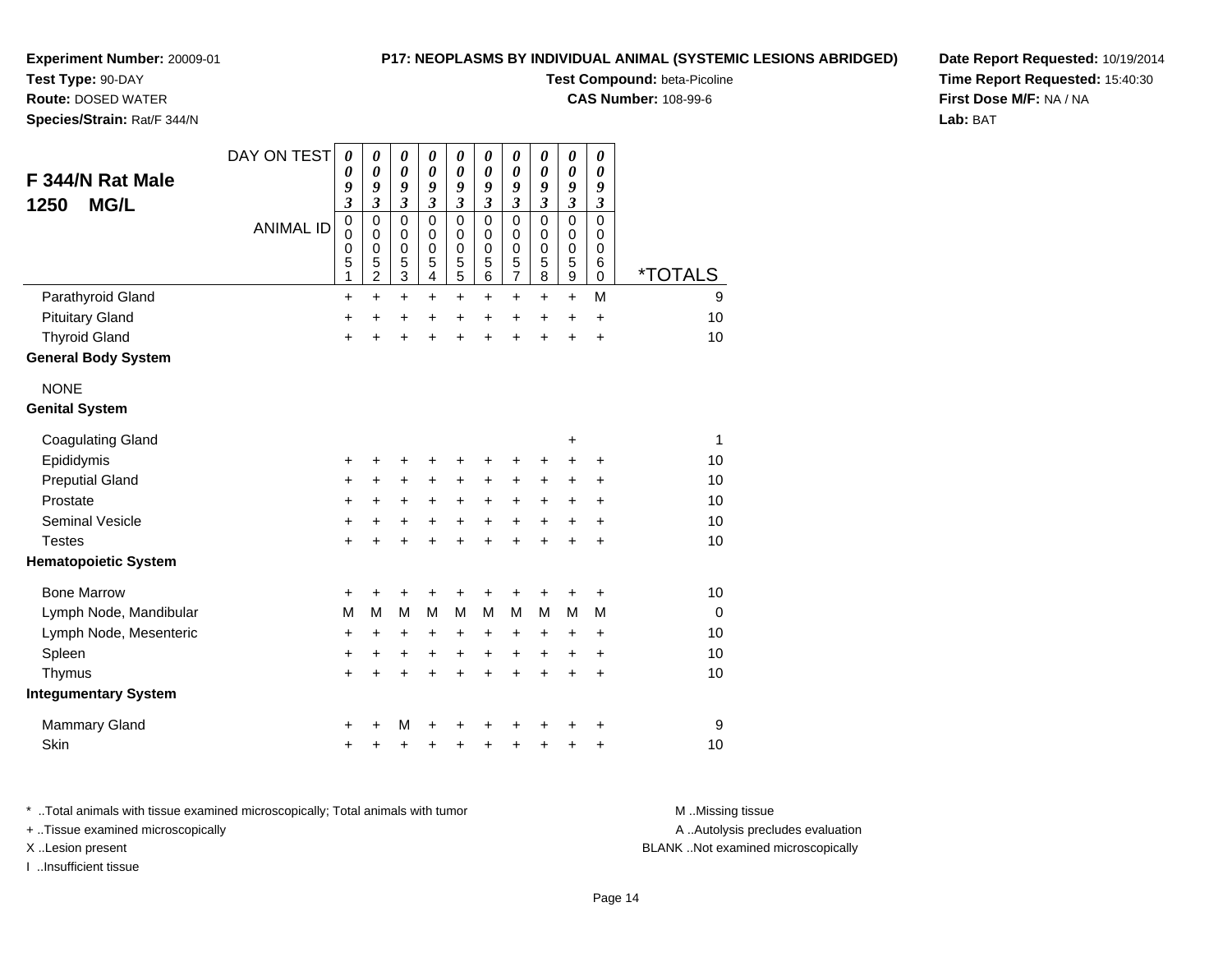**Experiment Number:** 20009-01
**Test Type:** 90-DAY
**Route:** DOSED WATER
**Species/Strain:** Rat/F 344/N

**P17: NEOPLASMS BY INDIVIDUAL ANIMAL (SYSTEMIC LESIONS ABRIDGED)**
**Test Compound:** beta-Picoline
**CAS Number:** 108-99-6

**Date Report Requested:** 10/19/2014
**Time Report Requested:** 15:40:30
**First Dose M/F:** NA / NA
**Lab:** BAT

## F 344/N Rat Male 1250 MG/L

| DAY ON TEST | 0093 | 0093 | 0093 | 0093 | 0093 | 0093 | 0093 | 0093 | 0093 | 0093 | |
|---|---|---|---|---|---|---|---|---|---|---|---|
| ANIMAL ID | 00051 | 00052 | 00053 | 00054 | 00055 | 00056 | 00057 | 00058 | 00059 | 00060 | *TOTALS |
| Parathyroid Gland | + | + | + | + | + | + | + | + | + | M | 9 |
| Pituitary Gland | + | + | + | + | + | + | + | + | + | + | 10 |
| Thyroid Gland | + | + | + | + | + | + | + | + | + | + | 10 |
| **General Body System** | | | | | | | | | | | |
| NONE | | | | | | | | | | | |
| **Genital System** | | | | | | | | | | | |
| Coagulating Gland | | | | | | | | | + | | 1 |
| Epididymis | + | + | + | + | + | + | + | + | + | + | 10 |
| Preputial Gland | + | + | + | + | + | + | + | + | + | + | 10 |
| Prostate | + | + | + | + | + | + | + | + | + | + | 10 |
| Seminal Vesicle | + | + | + | + | + | + | + | + | + | + | 10 |
| Testes | + | + | + | + | + | + | + | + | + | + | 10 |
| **Hematopoietic System** | | | | | | | | | | | |
| Bone Marrow | + | + | + | + | + | + | + | + | + | + | 10 |
| Lymph Node, Mandibular | M | M | M | M | M | M | M | M | M | M | 0 |
| Lymph Node, Mesenteric | + | + | + | + | + | + | + | + | + | + | 10 |
| Spleen | + | + | + | + | + | + | + | + | + | + | 10 |
| Thymus | + | + | + | + | + | + | + | + | + | + | 10 |
| **Integumentary System** | | | | | | | | | | | |
| Mammary Gland | + | + | M | + | + | + | + | + | + | + | 9 |
| Skin | + | + | + | + | + | + | + | + | + | + | 10 |

* ..Total animals with tissue examined microscopically; Total animals with tumor
+ ..Tissue examined microscopically
X ..Lesion present
I ..Insufficient tissue

M ..Missing tissue
A ..Autolysis precludes evaluation
BLANK ..Not examined microscopically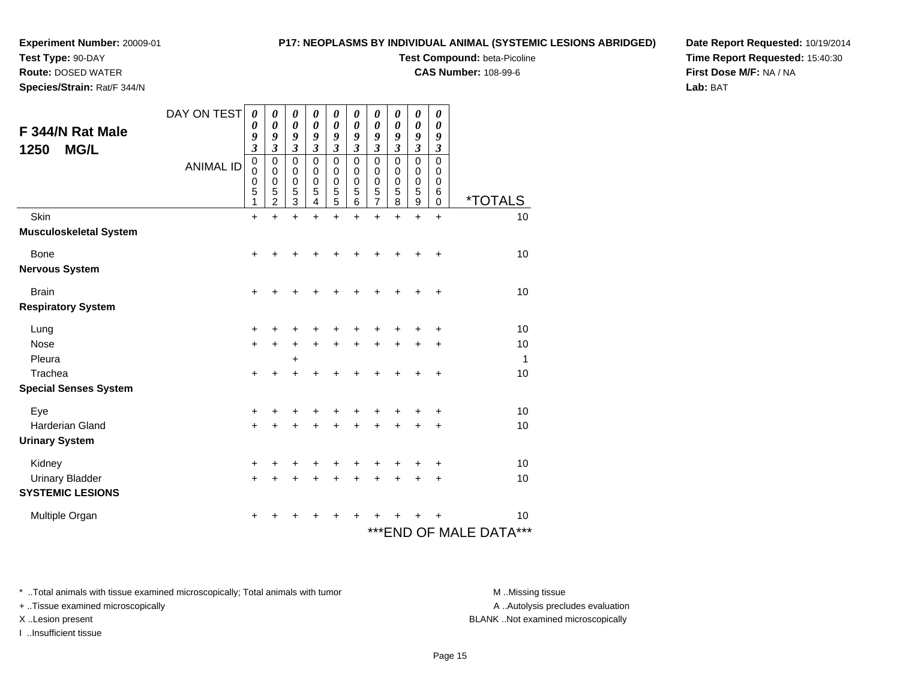**Experiment Number:** 20009-01
**Test Type:** 90-DAY
**Route:** DOSED WATER
**Species/Strain:** Rat/F 344/N

**P17: NEOPLASMS BY INDIVIDUAL ANIMAL (SYSTEMIC LESIONS ABRIDGED)**
**Test Compound:** beta-Picoline
**CAS Number:** 108-99-6

**Date Report Requested:** 10/19/2014
**Time Report Requested:** 15:40:30
**First Dose M/F:** NA / NA
**Lab:** BAT

## F 344/N Rat Male 1250 MG/L

| DAY ON TEST | 0093 | 0093 | 0093 | 0093 | 0093 | 0093 | 0093 | 0093 | 0093 | 0093 | |
|---|---|---|---|---|---|---|---|---|---|---|---|
| ANIMAL ID | 00051 | 00052 | 00053 | 00054 | 00055 | 00056 | 00057 | 00058 | 00059 | 00060 | *TOTALS |
| Skin | + | + | + | + | + | + | + | + | + | + | 10 |
| **Musculoskeletal System** | | | | | | | | | | | |
| Bone | + | + | + | + | + | + | + | + | + | + | 10 |
| **Nervous System** | | | | | | | | | | | |
| Brain | + | + | + | + | + | + | + | + | + | + | 10 |
| **Respiratory System** | | | | | | | | | | | |
| Lung | + | + | + | + | + | + | + | + | + | + | 10 |
| Nose | + | + | + | + | + | + | + | + | + | + | 10 |
| Pleura | | | + | | | | | | | | 1 |
| Trachea | + | + | + | + | + | + | + | + | + | + | 10 |
| **Special Senses System** | | | | | | | | | | | |
| Eye | + | + | + | + | + | + | + | + | + | + | 10 |
| Harderian Gland | + | + | + | + | + | + | + | + | + | + | 10 |
| **Urinary System** | | | | | | | | | | | |
| Kidney | + | + | + | + | + | + | + | + | + | + | 10 |
| Urinary Bladder | + | + | + | + | + | + | + | + | + | + | 10 |
| **SYSTEMIC LESIONS** | | | | | | | | | | | |
| Multiple Organ | + | + | + | + | + | + | + | + | + | + | 10 |

***END OF MALE DATA***

* ..Total animals with tissue examined microscopically; Total animals with tumor
+ ..Tissue examined microscopically
X ..Lesion present
I ..Insufficient tissue

M ..Missing tissue
A ..Autolysis precludes evaluation
BLANK ..Not examined microscopically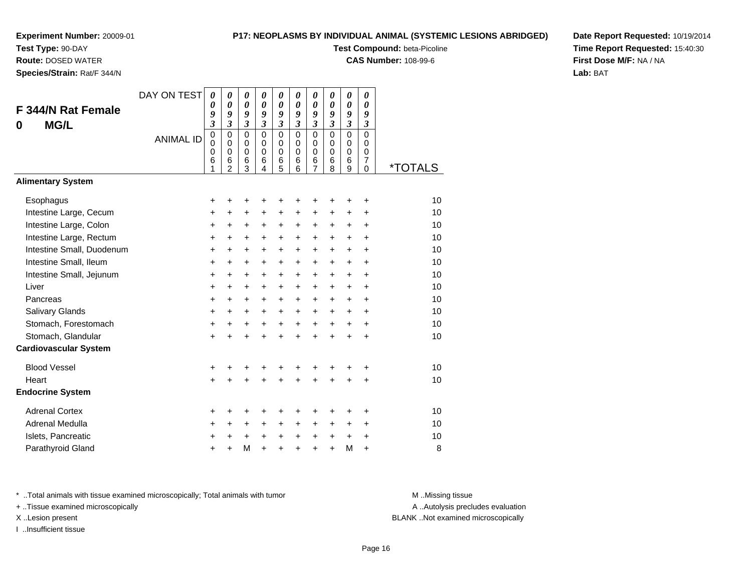**Experiment Number:** 20009-01
**Test Type:** 90-DAY
**Route:** DOSED WATER
**Species/Strain:** Rat/F 344/N

**P17: NEOPLASMS BY INDIVIDUAL ANIMAL (SYSTEMIC LESIONS ABRIDGED)**
**Test Compound:** beta-Picoline
**CAS Number:** 108-99-6

**Date Report Requested:** 10/19/2014
**Time Report Requested:** 15:40:30
**First Dose M/F:** NA / NA
**Lab:** BAT

## F 344/N Rat Female 0 MG/L

| DAY ON TEST | 0093 | 0093 | 0093 | 0093 | 0093 | 0093 | 0093 | 0093 | 0093 | 0093 | |
|---|---|---|---|---|---|---|---|---|---|---|---|
| ANIMAL ID | 00061 | 00062 | 00063 | 00064 | 00065 | 00066 | 00067 | 00068 | 00069 | 00070 | *TOTALS |
| **Alimentary System** | | | | | | | | | | | |
| Esophagus | + | + | + | + | + | + | + | + | + | + | 10 |
| Intestine Large, Cecum | + | + | + | + | + | + | + | + | + | + | 10 |
| Intestine Large, Colon | + | + | + | + | + | + | + | + | + | + | 10 |
| Intestine Large, Rectum | + | + | + | + | + | + | + | + | + | + | 10 |
| Intestine Small, Duodenum | + | + | + | + | + | + | + | + | + | + | 10 |
| Intestine Small, Ileum | + | + | + | + | + | + | + | + | + | + | 10 |
| Intestine Small, Jejunum | + | + | + | + | + | + | + | + | + | + | 10 |
| Liver | + | + | + | + | + | + | + | + | + | + | 10 |
| Pancreas | + | + | + | + | + | + | + | + | + | + | 10 |
| Salivary Glands | + | + | + | + | + | + | + | + | + | + | 10 |
| Stomach, Forestomach | + | + | + | + | + | + | + | + | + | + | 10 |
| Stomach, Glandular | + | + | + | + | + | + | + | + | + | + | 10 |
| **Cardiovascular System** | | | | | | | | | | | |
| Blood Vessel | + | + | + | + | + | + | + | + | + | + | 10 |
| Heart | + | + | + | + | + | + | + | + | + | + | 10 |
| **Endocrine System** | | | | | | | | | | | |
| Adrenal Cortex | + | + | + | + | + | + | + | + | + | + | 10 |
| Adrenal Medulla | + | + | + | + | + | + | + | + | + | + | 10 |
| Islets, Pancreatic | + | + | + | + | + | + | + | + | + | + | 10 |
| Parathyroid Gland | + | + | M | + | + | + | + | + | M | + | 8 |

\* ..Total animals with tissue examined microscopically; Total animals with tumor
+ ..Tissue examined microscopically
X ..Lesion present
I ..Insufficient tissue

M ..Missing tissue
A ..Autolysis precludes evaluation
BLANK ..Not examined microscopically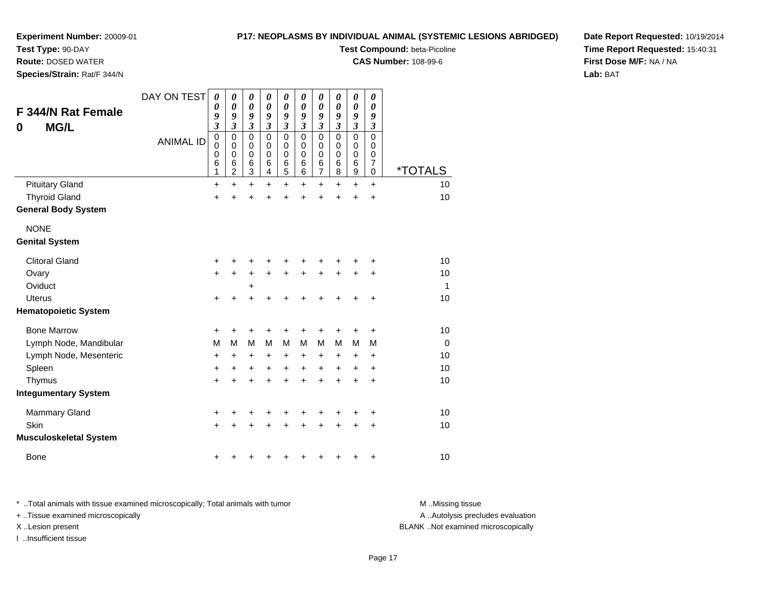**Experiment Number:** 20009-01
**Test Type:** 90-DAY
**Route:** DOSED WATER
**Species/Strain:** Rat/F 344/N

**P17: NEOPLASMS BY INDIVIDUAL ANIMAL (SYSTEMIC LESIONS ABRIDGED)**
**Test Compound:** beta-Picoline
**CAS Number:** 108-99-6

**Date Report Requested:** 10/19/2014
**Time Report Requested:** 15:40:31
**First Dose M/F:** NA / NA
**Lab:** BAT

## F 344/N Rat Female
## 0 MG/L

| DAY ON TEST | 0093 | 0093 | 0093 | 0093 | 0093 | 0093 | 0093 | 0093 | 0093 | 0093 | |
|---|---|---|---|---|---|---|---|---|---|---|---|
| **ANIMAL ID** | 00061 | 00062 | 00063 | 00064 | 00065 | 00066 | 00067 | 00068 | 00069 | 00070 | ***TOTALS** |
| Pituitary Gland | + | + | + | + | + | + | + | + | + | + | 10 |
| Thyroid Gland | + | + | + | + | + | + | + | + | + | + | 10 |
| **General Body System** | | | | | | | | | | | |
| NONE | | | | | | | | | | | |
| **Genital System** | | | | | | | | | | | |
| Clitoral Gland | + | + | + | + | + | + | + | + | + | + | 10 |
| Ovary | + | + | + | + | + | + | + | + | + | + | 10 |
| Oviduct | | | + | | | | | | | | 1 |
| Uterus | + | + | + | + | + | + | + | + | + | + | 10 |
| **Hematopoietic System** | | | | | | | | | | | |
| Bone Marrow | + | + | + | + | + | + | + | + | + | + | 10 |
| Lymph Node, Mandibular | M | M | M | M | M | M | M | M | M | M | 0 |
| Lymph Node, Mesenteric | + | + | + | + | + | + | + | + | + | + | 10 |
| Spleen | + | + | + | + | + | + | + | + | + | + | 10 |
| Thymus | + | + | + | + | + | + | + | + | + | + | 10 |
| **Integumentary System** | | | | | | | | | | | |
| Mammary Gland | + | + | + | + | + | + | + | + | + | + | 10 |
| Skin | + | + | + | + | + | + | + | + | + | + | 10 |
| **Musculoskeletal System** | | | | | | | | | | | |
| Bone | + | + | + | + | + | + | + | + | + | + | 10 |

* ..Total animals with tissue examined microscopically; Total animals with tumor
+ ..Tissue examined microscopically
X ..Lesion present
I ..Insufficient tissue

M ..Missing tissue
A ..Autolysis precludes evaluation
BLANK ..Not examined microscopically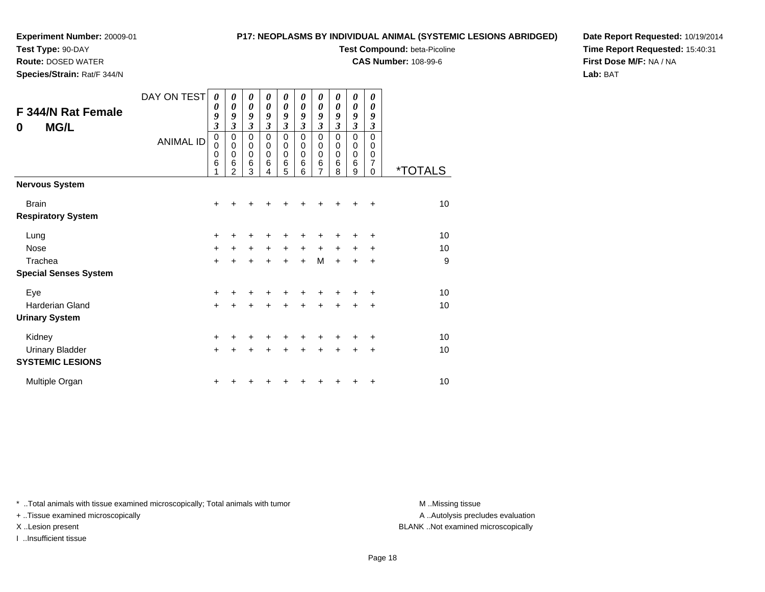**Experiment Number:** 20009-01
**Test Type:** 90-DAY
**Route:** DOSED WATER
**Species/Strain:** Rat/F 344/N

**P17: NEOPLASMS BY INDIVIDUAL ANIMAL (SYSTEMIC LESIONS ABRIDGED)**
**Test Compound:** beta-Picoline
**CAS Number:** 108-99-6

**Date Report Requested:** 10/19/2014
**Time Report Requested:** 15:40:31
**First Dose M/F:** NA / NA
**Lab:** BAT

## F 344/N Rat Female
## 0 MG/L

| DAY ON TEST | 0093 | 0093 | 0093 | 0093 | 0093 | 0093 | 0093 | 0093 | 0093 | 0093 | |
|---|---|---|---|---|---|---|---|---|---|---|---|
| ANIMAL ID | 00061 | 00062 | 00063 | 00064 | 00065 | 00066 | 00067 | 00068 | 00069 | 00070 | *TOTALS |
| **Nervous System** | | | | | | | | | | | |
| Brain | + | + | + | + | + | + | + | + | + | + | 10 |
| **Respiratory System** | | | | | | | | | | | |
| Lung | + | + | + | + | + | + | + | + | + | + | 10 |
| Nose | + | + | + | + | + | + | + | + | + | + | 10 |
| Trachea | + | + | + | + | + | + | M | + | + | + | 9 |
| **Special Senses System** | | | | | | | | | | | |
| Eye | + | + | + | + | + | + | + | + | + | + | 10 |
| Harderian Gland | + | + | + | + | + | + | + | + | + | + | 10 |
| **Urinary System** | | | | | | | | | | | |
| Kidney | + | + | + | + | + | + | + | + | + | + | 10 |
| Urinary Bladder | + | + | + | + | + | + | + | + | + | + | 10 |
| **SYSTEMIC LESIONS** | | | | | | | | | | | |
| Multiple Organ | + | + | + | + | + | + | + | + | + | + | 10 |

* ..Total animals with tissue examined microscopically; Total animals with tumor
+ ..Tissue examined microscopically
X ..Lesion present
I ..Insufficient tissue

M ..Missing tissue
A ..Autolysis precludes evaluation
BLANK ..Not examined microscopically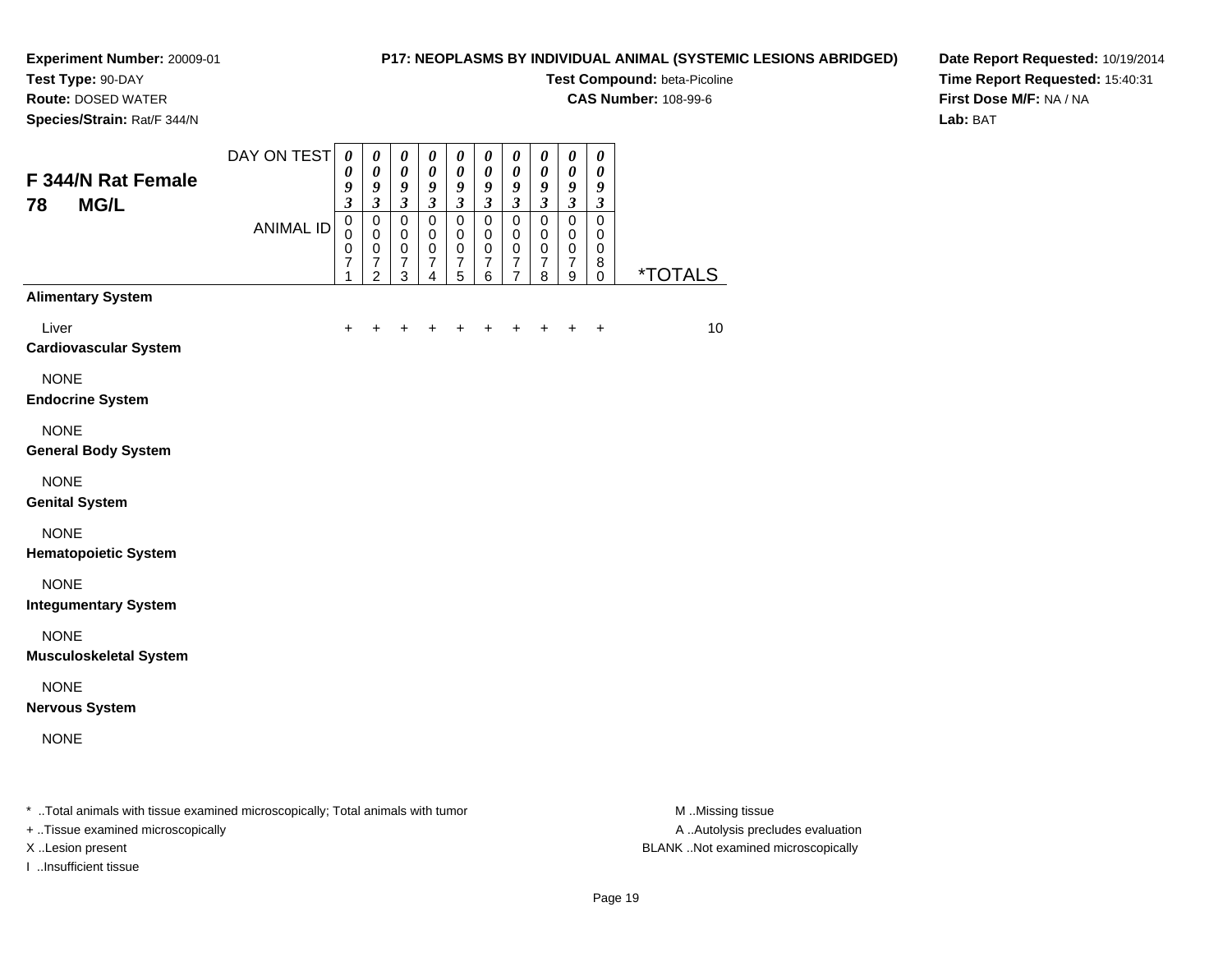**Experiment Number:** 20009-01
**Test Type:** 90-DAY
**Route:** DOSED WATER
**Species/Strain:** Rat/F 344/N

**P17: NEOPLASMS BY INDIVIDUAL ANIMAL (SYSTEMIC LESIONS ABRIDGED)**
**Test Compound:** beta-Picoline
**CAS Number:** 108-99-6

**Date Report Requested:** 10/19/2014
**Time Report Requested:** 15:40:31
**First Dose M/F:** NA / NA
**Lab:** BAT

## F 344/N Rat Female 78 MG/L

| DAY ON TEST | 0093 | 0093 | 0093 | 0093 | 0093 | 0093 | 0093 | 0093 | 0093 | 0093 | |
|---|---|---|---|---|---|---|---|---|---|---|---|
| ANIMAL ID | 00071 | 00072 | 00073 | 00074 | 00075 | 00076 | 00077 | 00078 | 00079 | 00080 | *TOTALS |
| **Alimentary System** | | | | | | | | | | | |
| Liver | + | + | + | + | + | + | + | + | + | + | 10 |
| **Cardiovascular System** | | | | | | | | | | | |
| NONE | | | | | | | | | | | |
| **Endocrine System** | | | | | | | | | | | |
| NONE | | | | | | | | | | | |
| **General Body System** | | | | | | | | | | | |
| NONE | | | | | | | | | | | |
| **Genital System** | | | | | | | | | | | |
| NONE | | | | | | | | | | | |
| **Hematopoietic System** | | | | | | | | | | | |
| NONE | | | | | | | | | | | |
| **Integumentary System** | | | | | | | | | | | |
| NONE | | | | | | | | | | | |
| **Musculoskeletal System** | | | | | | | | | | | |
| NONE | | | | | | | | | | | |
| **Nervous System** | | | | | | | | | | | |
| NONE | | | | | | | | | | | |

* ..Total animals with tissue examined microscopically; Total animals with tumor
+ ..Tissue examined microscopically
X ..Lesion present
I ..Insufficient tissue

M ..Missing tissue
A ..Autolysis precludes evaluation
BLANK ..Not examined microscopically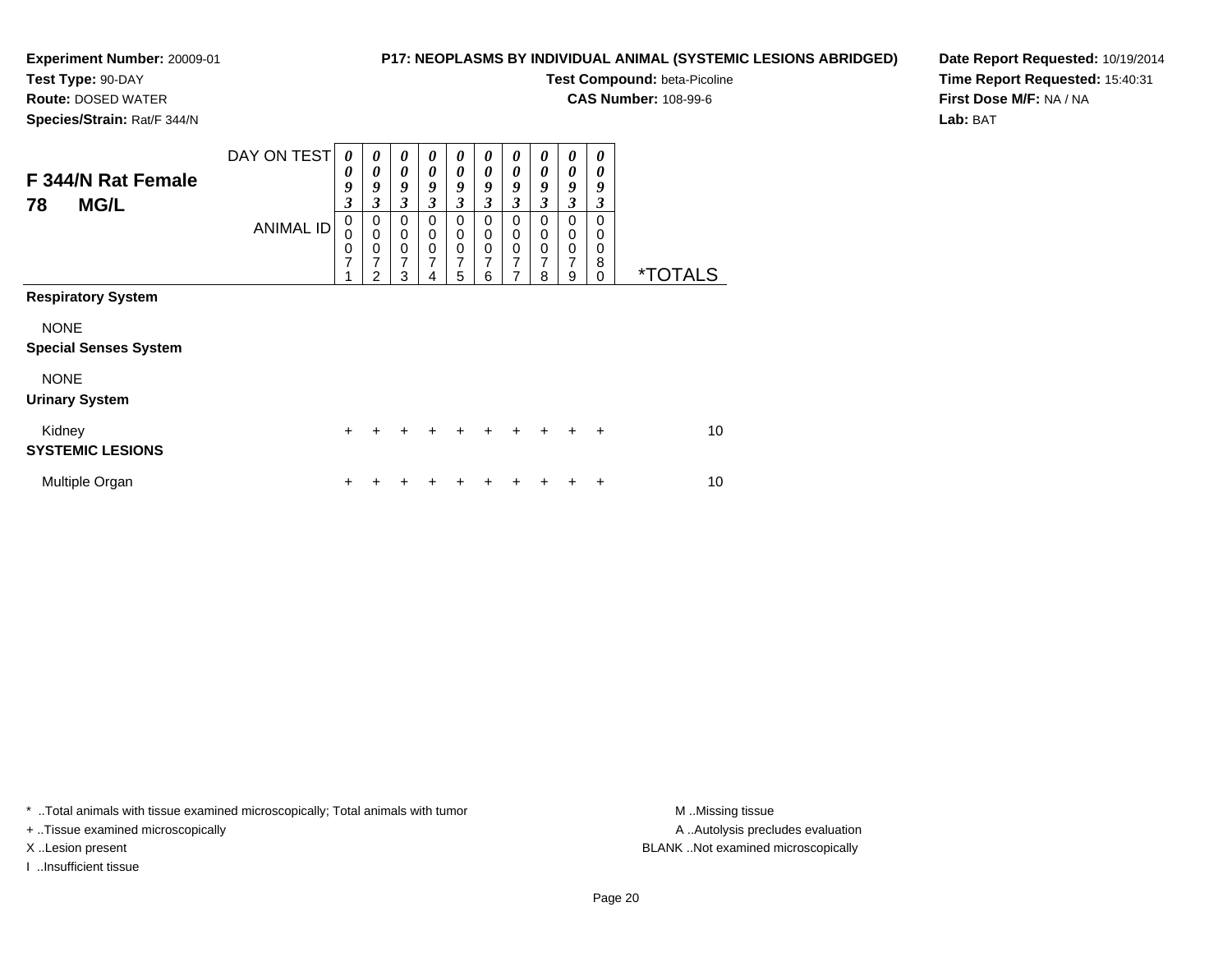**Experiment Number:** 20009-01
**Test Type:** 90-DAY
**Route:** DOSED WATER
**Species/Strain:** Rat/F 344/N

**P17: NEOPLASMS BY INDIVIDUAL ANIMAL (SYSTEMIC LESIONS ABRIDGED)**
**Test Compound:** beta-Picoline
**CAS Number:** 108-99-6

**Date Report Requested:** 10/19/2014
**Time Report Requested:** 15:40:31
**First Dose M/F:** NA / NA
**Lab:** BAT

## F 344/N Rat Female 78 MG/L

| DAY ON TEST | 0093 | 0093 | 0093 | 0093 | 0093 | 0093 | 0093 | 0093 | 0093 | 0093 | |
|---|---|---|---|---|---|---|---|---|---|---|---|
| ANIMAL ID | 00071 | 00072 | 00073 | 00074 | 00075 | 00076 | 00077 | 00078 | 00079 | 00080 | *TOTALS |
| **Respiratory System** | | | | | | | | | | | |
| NONE | | | | | | | | | | | |
| **Special Senses System** | | | | | | | | | | | |
| NONE | | | | | | | | | | | |
| **Urinary System** | | | | | | | | | | | |
| Kidney | + | + | + | + | + | + | + | + | + | + | 10 |
| **SYSTEMIC LESIONS** | | | | | | | | | | | |
| Multiple Organ | + | + | + | + | + | + | + | + | + | + | 10 |

\* ..Total animals with tissue examined microscopically; Total animals with tumor
\+ ..Tissue examined microscopically
X ..Lesion present
I ..Insufficient tissue

M ..Missing tissue
A ..Autolysis precludes evaluation
BLANK ..Not examined microscopically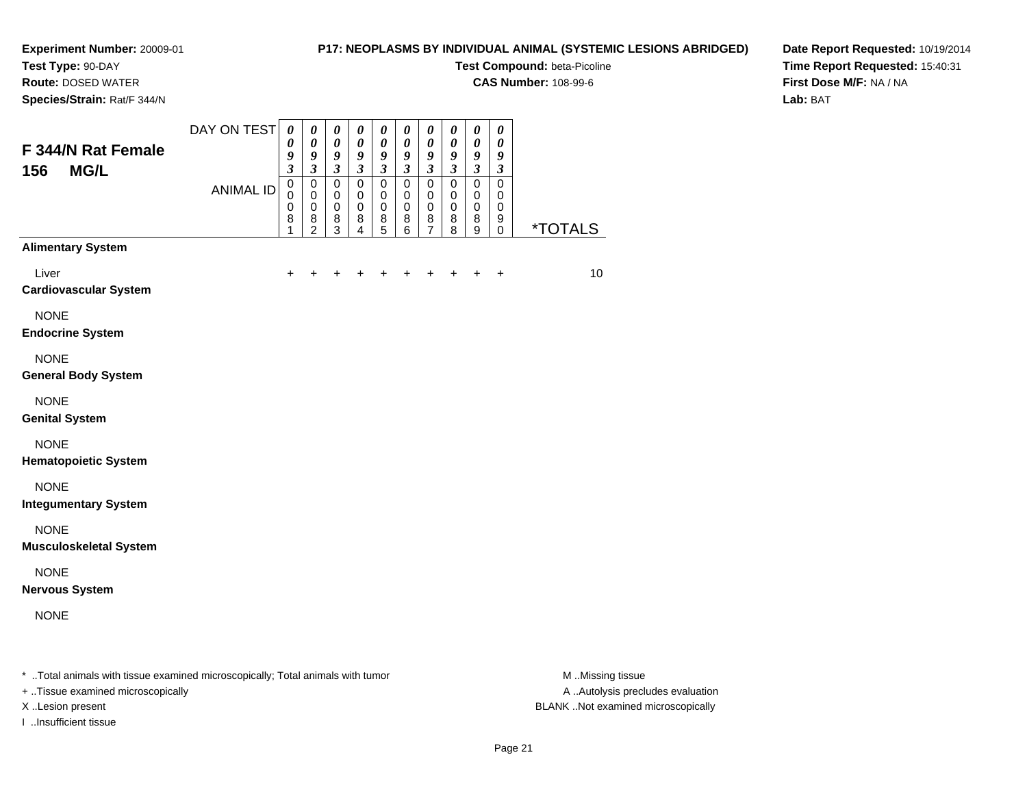**Experiment Number:** 20009-01
**Test Type:** 90-DAY
**Route:** DOSED WATER
**Species/Strain:** Rat/F 344/N

**P17: NEOPLASMS BY INDIVIDUAL ANIMAL (SYSTEMIC LESIONS ABRIDGED)**
**Test Compound:** beta-Picoline
**CAS Number:** 108-99-6

**Date Report Requested:** 10/19/2014
**Time Report Requested:** 15:40:31
**First Dose M/F:** NA / NA
**Lab:** BAT

## F 344/N Rat Female 156 MG/L

| DAY ON TEST | 0093 | 0093 | 0093 | 0093 | 0093 | 0093 | 0093 | 0093 | 0093 | 0093 | |
|---|---|---|---|---|---|---|---|---|---|---|---|
| ANIMAL ID | 00081 | 00082 | 00083 | 00084 | 00085 | 00086 | 00087 | 00088 | 00089 | 00090 | *TOTALS |
| **Alimentary System** | | | | | | | | | | | |
| Liver | + | + | + | + | + | + | + | + | + | + | 10 |
| **Cardiovascular System** | | | | | | | | | | | |
| NONE | | | | | | | | | | | |
| **Endocrine System** | | | | | | | | | | | |
| NONE | | | | | | | | | | | |
| **General Body System** | | | | | | | | | | | |
| NONE | | | | | | | | | | | |
| **Genital System** | | | | | | | | | | | |
| NONE | | | | | | | | | | | |
| **Hematopoietic System** | | | | | | | | | | | |
| NONE | | | | | | | | | | | |
| **Integumentary System** | | | | | | | | | | | |
| NONE | | | | | | | | | | | |
| **Musculoskeletal System** | | | | | | | | | | | |
| NONE | | | | | | | | | | | |
| **Nervous System** | | | | | | | | | | | |
| NONE | | | | | | | | | | | |

\* ..Total animals with tissue examined microscopically; Total animals with tumor
+ ..Tissue examined microscopically
X ..Lesion present
I ..Insufficient tissue

M ..Missing tissue
A ..Autolysis precludes evaluation
BLANK ..Not examined microscopically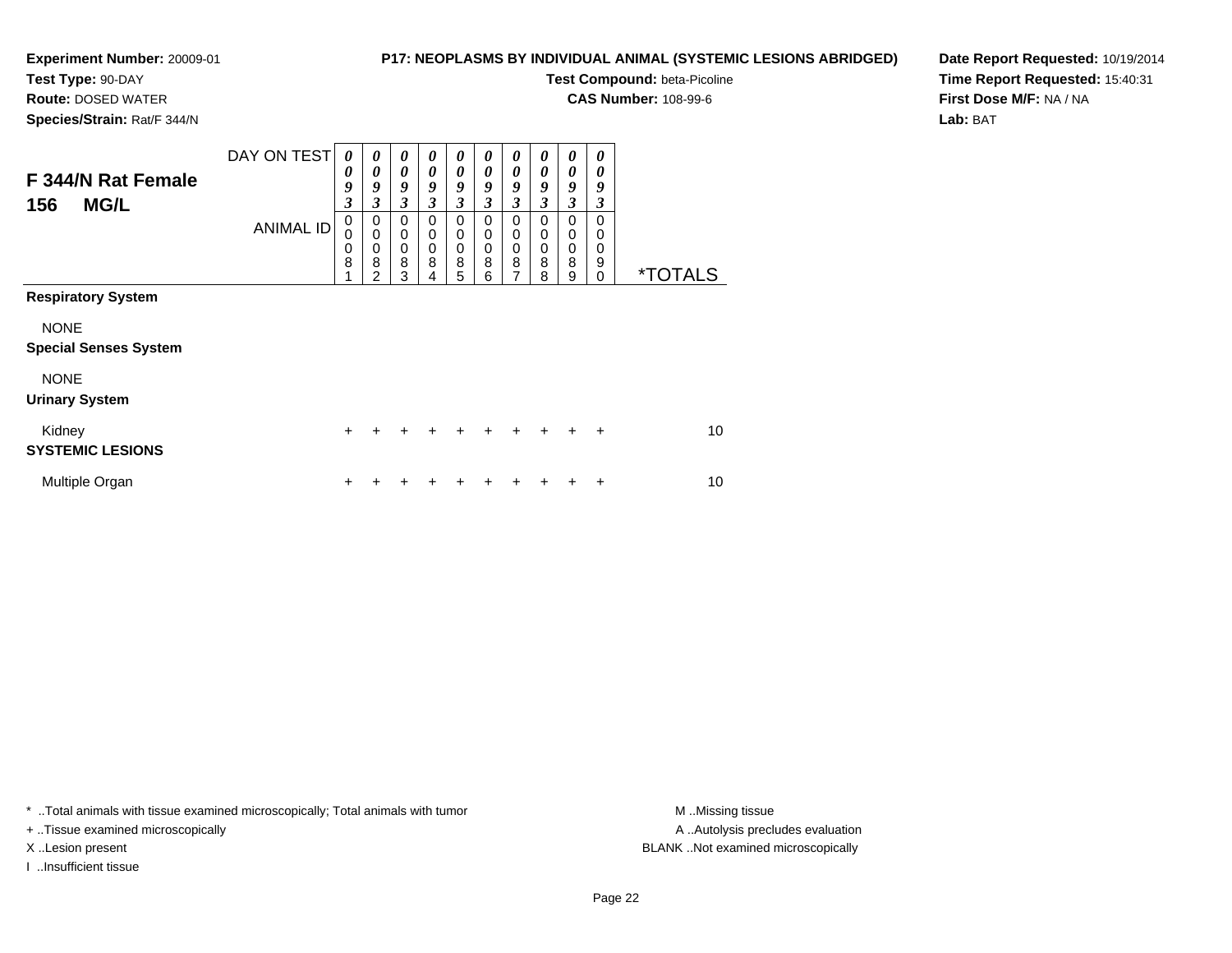**Experiment Number:** 20009-01
**Test Type:** 90-DAY
**Route:** DOSED WATER
**Species/Strain:** Rat/F 344/N

**P17: NEOPLASMS BY INDIVIDUAL ANIMAL (SYSTEMIC LESIONS ABRIDGED)**
**Test Compound:** beta-Picoline
**CAS Number:** 108-99-6

**Date Report Requested:** 10/19/2014
**Time Report Requested:** 15:40:31
**First Dose M/F:** NA / NA
**Lab:** BAT

## F 344/N Rat Female 156 MG/L

| DAY ON TEST | 0093 | 0093 | 0093 | 0093 | 0093 | 0093 | 0093 | 0093 | 0093 | 0093 | |
|---|---|---|---|---|---|---|---|---|---|---|---|
| ANIMAL ID | 00081 | 00082 | 00083 | 00084 | 00085 | 00086 | 00087 | 00088 | 00089 | 00090 | *TOTALS |
| **Respiratory System** | | | | | | | | | | | |
| NONE | | | | | | | | | | | |
| **Special Senses System** | | | | | | | | | | | |
| NONE | | | | | | | | | | | |
| **Urinary System** | | | | | | | | | | | |
| Kidney | + | + | + | + | + | + | + | + | + | + | 10 |
| **SYSTEMIC LESIONS** | | | | | | | | | | | |
| Multiple Organ | + | + | + | + | + | + | + | + | + | + | 10 |

* ..Total animals with tissue examined microscopically; Total animals with tumor
+ ..Tissue examined microscopically
X ..Lesion present
I ..Insufficient tissue

M ..Missing tissue
A ..Autolysis precludes evaluation
BLANK ..Not examined microscopically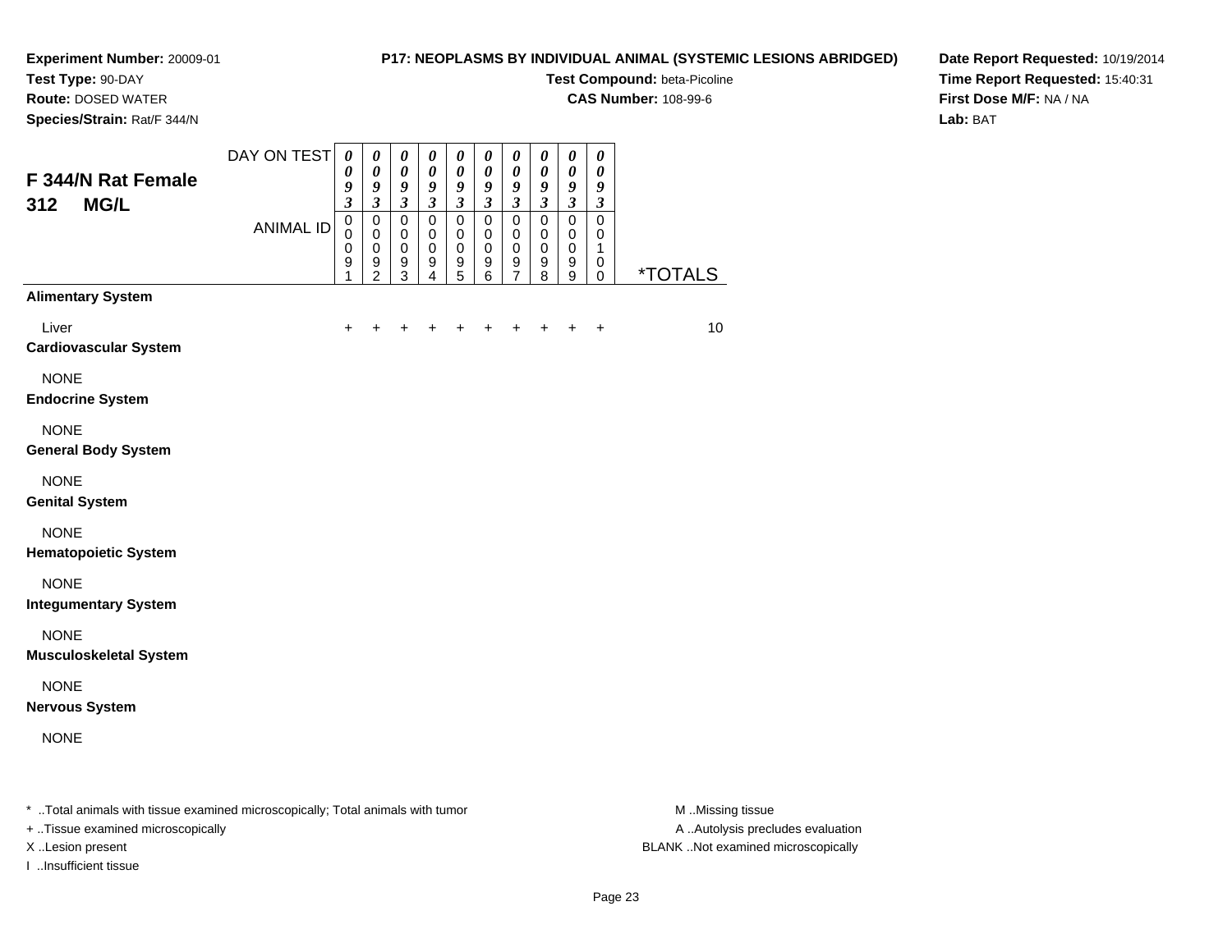**Experiment Number:** 20009-01
**Test Type:** 90-DAY
**Route:** DOSED WATER
**Species/Strain:** Rat/F 344/N

**P17: NEOPLASMS BY INDIVIDUAL ANIMAL (SYSTEMIC LESIONS ABRIDGED)**
**Test Compound:** beta-Picoline
**CAS Number:** 108-99-6

**Date Report Requested:** 10/19/2014
**Time Report Requested:** 15:40:31
**First Dose M/F:** NA / NA
**Lab:** BAT

## F 344/N Rat Female 312 MG/L

| DAY ON TEST | 0093 | 0093 | 0093 | 0093 | 0093 | 0093 | 0093 | 0093 | 0093 | 0093 | |
|---|---|---|---|---|---|---|---|---|---|---|---|
| ANIMAL ID | 00091 | 00092 | 00093 | 00094 | 00095 | 00096 | 00097 | 00098 | 00099 | 00100 | *TOTALS |
| **Alimentary System** | | | | | | | | | | | |
| Liver | + | + | + | + | + | + | + | + | + | + | 10 |
| **Cardiovascular System** | | | | | | | | | | | |
| NONE | | | | | | | | | | | |
| **Endocrine System** | | | | | | | | | | | |
| NONE | | | | | | | | | | | |
| **General Body System** | | | | | | | | | | | |
| NONE | | | | | | | | | | | |
| **Genital System** | | | | | | | | | | | |
| NONE | | | | | | | | | | | |
| **Hematopoietic System** | | | | | | | | | | | |
| NONE | | | | | | | | | | | |
| **Integumentary System** | | | | | | | | | | | |
| NONE | | | | | | | | | | | |
| **Musculoskeletal System** | | | | | | | | | | | |
| NONE | | | | | | | | | | | |
| **Nervous System** | | | | | | | | | | | |
| NONE | | | | | | | | | | | |

* ..Total animals with tissue examined microscopically; Total animals with tumor
+ ..Tissue examined microscopically
X ..Lesion present
I ..Insufficient tissue

M ..Missing tissue
A ..Autolysis precludes evaluation
BLANK ..Not examined microscopically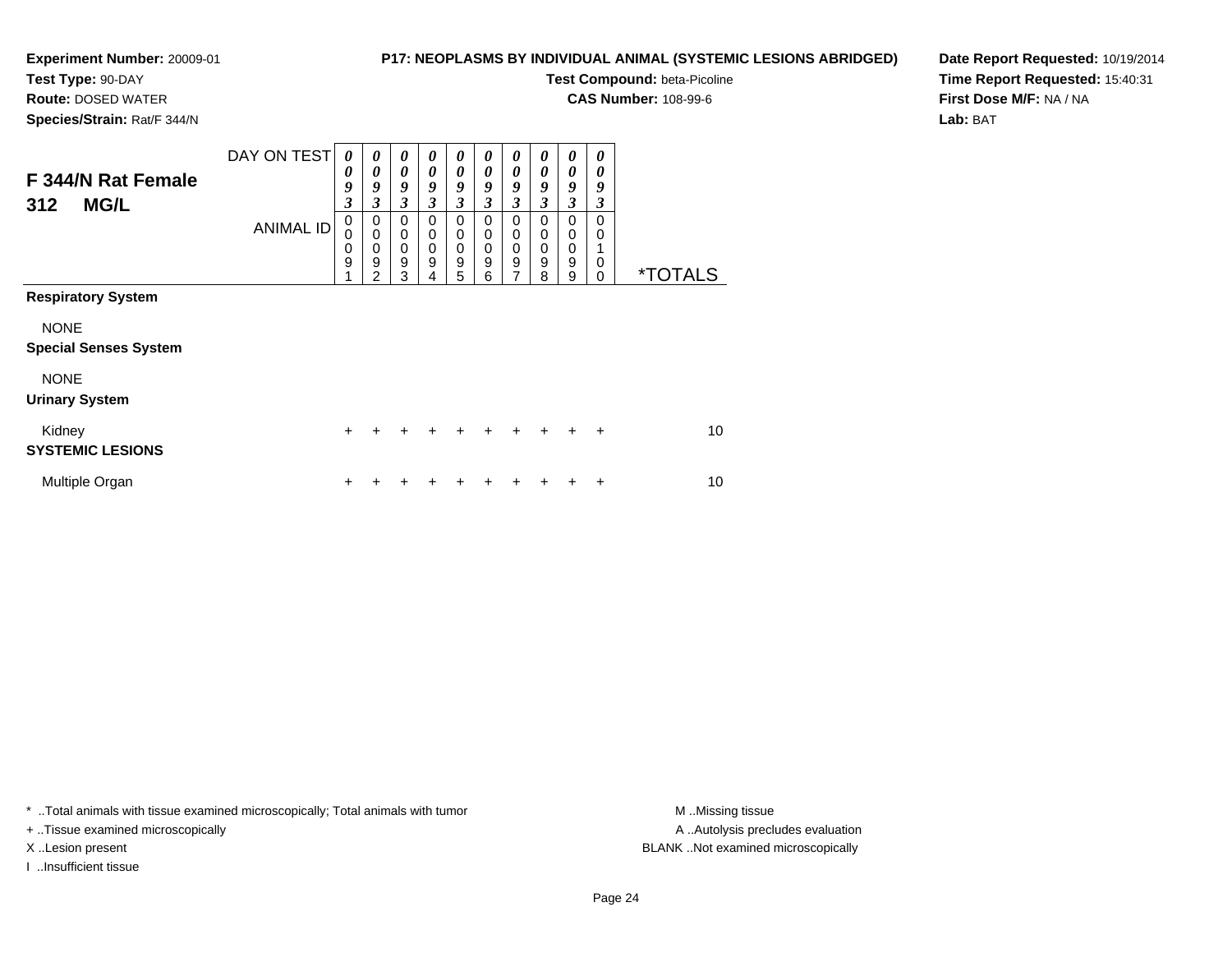**Experiment Number:** 20009-01
**Test Type:** 90-DAY
**Route:** DOSED WATER
**Species/Strain:** Rat/F 344/N

**P17: NEOPLASMS BY INDIVIDUAL ANIMAL (SYSTEMIC LESIONS ABRIDGED)**
**Test Compound:** beta-Picoline
**CAS Number:** 108-99-6

**Date Report Requested:** 10/19/2014
**Time Report Requested:** 15:40:31
**First Dose M/F:** NA / NA
**Lab:** BAT

## F 344/N Rat Female 312 MG/L

| DAY ON TEST | 0093 | 0093 | 0093 | 0093 | 0093 | 0093 | 0093 | 0093 | 0093 | 0093 | |
|---|---|---|---|---|---|---|---|---|---|---|---|
| **ANIMAL ID** | 00091 | 00092 | 00093 | 00094 | 00095 | 00096 | 00097 | 00098 | 00099 | 00100 | ***TOTALS** |
| **Respiratory System** | | | | | | | | | | | |
| NONE | | | | | | | | | | | |
| **Special Senses System** | | | | | | | | | | | |
| NONE | | | | | | | | | | | |
| **Urinary System** | | | | | | | | | | | |
| Kidney | + | + | + | + | + | + | + | + | + | + | 10 |
| **SYSTEMIC LESIONS** | | | | | | | | | | | |
| Multiple Organ | + | + | + | + | + | + | + | + | + | + | 10 |

* ..Total animals with tissue examined microscopically; Total animals with tumor
+ ..Tissue examined microscopically
X ..Lesion present
I ..Insufficient tissue

M ..Missing tissue
A ..Autolysis precludes evaluation
BLANK ..Not examined microscopically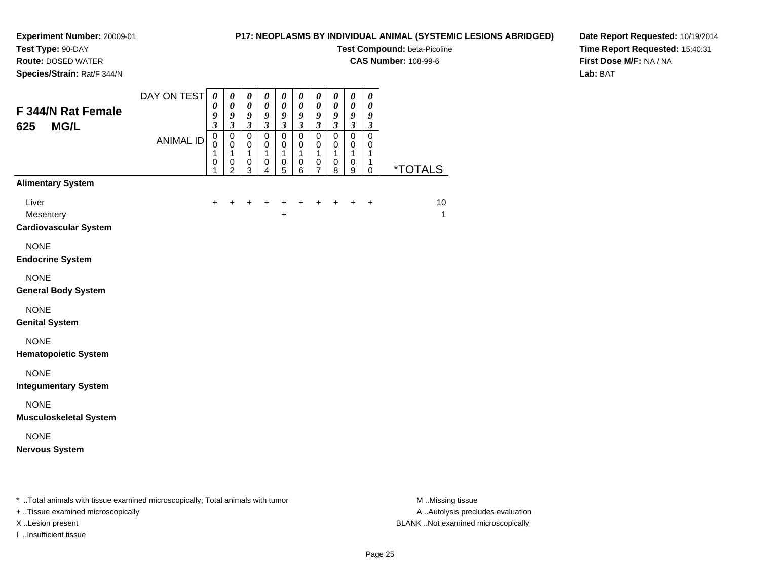**Experiment Number:** 20009-01
**Test Type:** 90-DAY
**Route:** DOSED WATER
**Species/Strain:** Rat/F 344/N

**P17: NEOPLASMS BY INDIVIDUAL ANIMAL (SYSTEMIC LESIONS ABRIDGED)**
**Test Compound:** beta-Picoline
**CAS Number:** 108-99-6

**Date Report Requested:** 10/19/2014
**Time Report Requested:** 15:40:31
**First Dose M/F:** NA / NA
**Lab:** BAT

## F 344/N Rat Female 625 MG/L

| DAY ON TEST | 0093 | 0093 | 0093 | 0093 | 0093 | 0093 | 0093 | 0093 | 0093 | 0093 | |
|---|---|---|---|---|---|---|---|---|---|---|---|
| ANIMAL ID | 00101 | 00102 | 00103 | 00104 | 00105 | 00106 | 00107 | 00108 | 00109 | 00110 | *TOTALS |
| **Alimentary System** | | | | | | | | | | | |
| Liver | + | + | + | + | + | + | + | + | + | + | 10 |
| Mesentery | | | | | + | | | | | | 1 |
| **Cardiovascular System** | | | | | | | | | | | |
| NONE | | | | | | | | | | | |
| **Endocrine System** | | | | | | | | | | | |
| NONE | | | | | | | | | | | |
| **General Body System** | | | | | | | | | | | |
| NONE | | | | | | | | | | | |
| **Genital System** | | | | | | | | | | | |
| NONE | | | | | | | | | | | |
| **Hematopoietic System** | | | | | | | | | | | |
| NONE | | | | | | | | | | | |
| **Integumentary System** | | | | | | | | | | | |
| NONE | | | | | | | | | | | |
| **Musculoskeletal System** | | | | | | | | | | | |
| NONE | | | | | | | | | | | |
| **Nervous System** | | | | | | | | | | | |

\* ..Total animals with tissue examined microscopically; Total animals with tumor
+ ..Tissue examined microscopically
X ..Lesion present
I ..Insufficient tissue

M ..Missing tissue
A ..Autolysis precludes evaluation
BLANK ..Not examined microscopically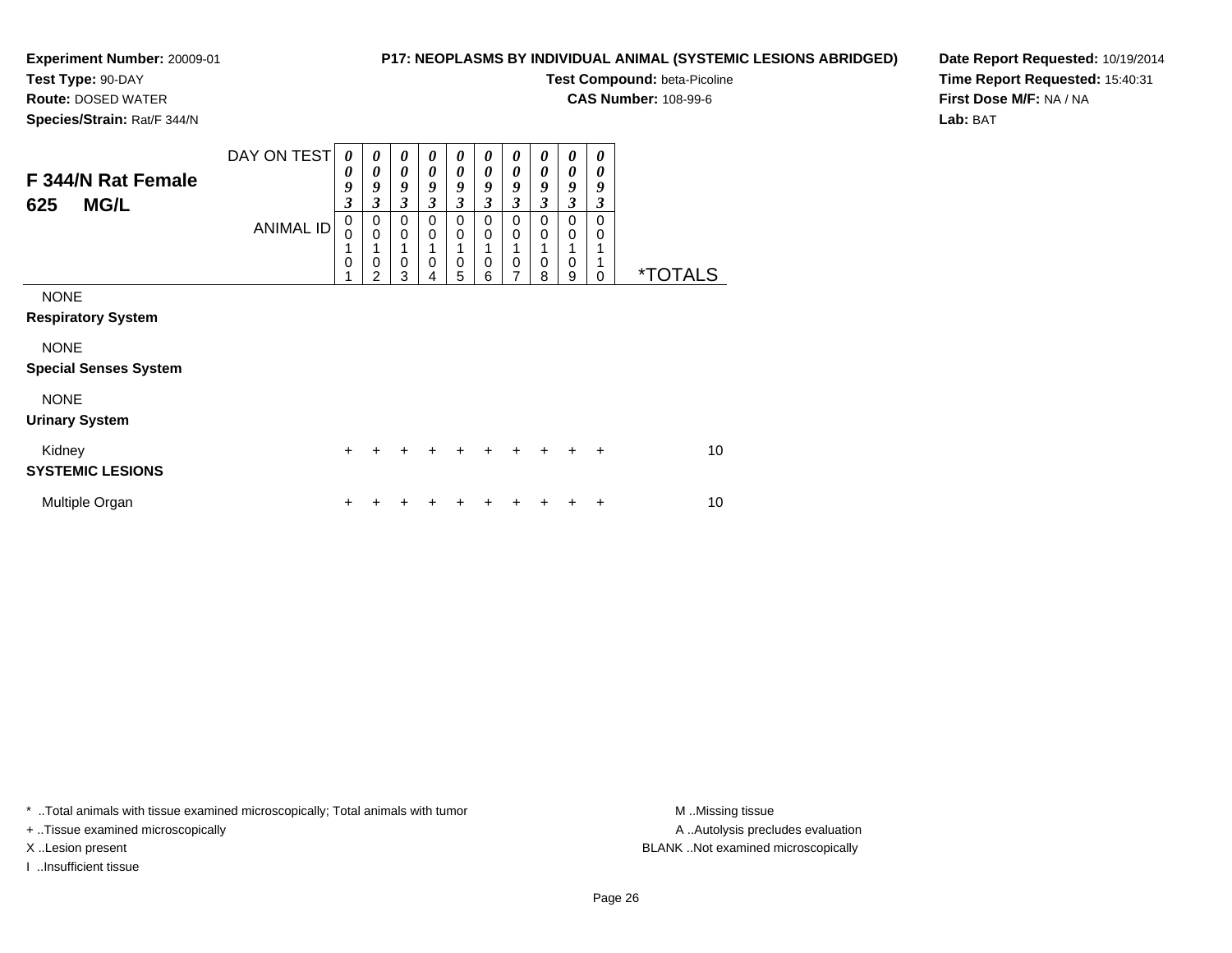**Experiment Number:** 20009-01
**Test Type:** 90-DAY
**Route:** DOSED WATER
**Species/Strain:** Rat/F 344/N

**P17: NEOPLASMS BY INDIVIDUAL ANIMAL (SYSTEMIC LESIONS ABRIDGED)**
**Test Compound:** beta-Picoline
**CAS Number:** 108-99-6

**Date Report Requested:** 10/19/2014
**Time Report Requested:** 15:40:31
**First Dose M/F:** NA / NA
**Lab:** BAT

## F 344/N Rat Female 625 MG/L

| DAY ON TEST | 0093 | 0093 | 0093 | 0093 | 0093 | 0093 | 0093 | 0093 | 0093 | 0093 | |
|---|---|---|---|---|---|---|---|---|---|---|---|
| ANIMAL ID | 00101 | 00102 | 00103 | 00104 | 00105 | 00106 | 00107 | 00108 | 00109 | 00110 | *TOTALS |
| NONE | | | | | | | | | | | |
| **Respiratory System** | | | | | | | | | | | |
| NONE | | | | | | | | | | | |
| **Special Senses System** | | | | | | | | | | | |
| NONE | | | | | | | | | | | |
| **Urinary System** | | | | | | | | | | | |
| Kidney | + | + | + | + | + | + | + | + | + | + | 10 |
| **SYSTEMIC LESIONS** | | | | | | | | | | | |
| Multiple Organ | + | + | + | + | + | + | + | + | + | + | 10 |

* ..Total animals with tissue examined microscopically; Total animals with tumor
+ ..Tissue examined microscopically
X ..Lesion present
I ..Insufficient tissue

M ..Missing tissue
A ..Autolysis precludes evaluation
BLANK ..Not examined microscopically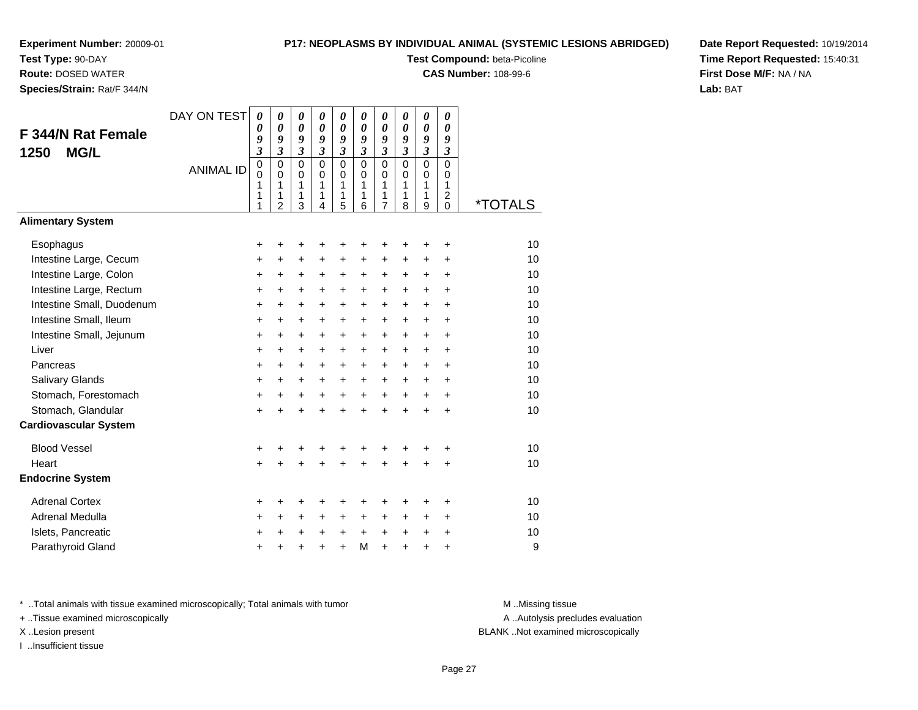**Experiment Number:** 20009-01
**Test Type:** 90-DAY
**Route:** DOSED WATER
**Species/Strain:** Rat/F 344/N

**P17: NEOPLASMS BY INDIVIDUAL ANIMAL (SYSTEMIC LESIONS ABRIDGED)**
**Test Compound:** beta-Picoline
**CAS Number:** 108-99-6

**Date Report Requested:** 10/19/2014
**Time Report Requested:** 15:40:31
**First Dose M/F:** NA / NA
**Lab:** BAT

## F 344/N Rat Female 1250 MG/L

| DAY ON TEST | 0093 | 0093 | 0093 | 0093 | 0093 | 0093 | 0093 | 0093 | 0093 | 0093 | |
|---|---|---|---|---|---|---|---|---|---|---|---|
| ANIMAL ID | 00111 | 00112 | 00113 | 00114 | 00115 | 00116 | 00117 | 00118 | 00119 | 00120 | *TOTALS |
| **Alimentary System** | | | | | | | | | | | |
| Esophagus | + | + | + | + | + | + | + | + | + | + | 10 |
| Intestine Large, Cecum | + | + | + | + | + | + | + | + | + | + | 10 |
| Intestine Large, Colon | + | + | + | + | + | + | + | + | + | + | 10 |
| Intestine Large, Rectum | + | + | + | + | + | + | + | + | + | + | 10 |
| Intestine Small, Duodenum | + | + | + | + | + | + | + | + | + | + | 10 |
| Intestine Small, Ileum | + | + | + | + | + | + | + | + | + | + | 10 |
| Intestine Small, Jejunum | + | + | + | + | + | + | + | + | + | + | 10 |
| Liver | + | + | + | + | + | + | + | + | + | + | 10 |
| Pancreas | + | + | + | + | + | + | + | + | + | + | 10 |
| Salivary Glands | + | + | + | + | + | + | + | + | + | + | 10 |
| Stomach, Forestomach | + | + | + | + | + | + | + | + | + | + | 10 |
| Stomach, Glandular | + | + | + | + | + | + | + | + | + | + | 10 |
| **Cardiovascular System** | | | | | | | | | | | |
| Blood Vessel | + | + | + | + | + | + | + | + | + | + | 10 |
| Heart | + | + | + | + | + | + | + | + | + | + | 10 |
| **Endocrine System** | | | | | | | | | | | |
| Adrenal Cortex | + | + | + | + | + | + | + | + | + | + | 10 |
| Adrenal Medulla | + | + | + | + | + | + | + | + | + | + | 10 |
| Islets, Pancreatic | + | + | + | + | + | + | + | + | + | + | 10 |
| Parathyroid Gland | + | + | + | + | + | M | + | + | + | + | 9 |

\* ..Total animals with tissue examined microscopically; Total animals with tumor
\+ ..Tissue examined microscopically
X ..Lesion present
I ..Insufficient tissue

M ..Missing tissue
A ..Autolysis precludes evaluation
BLANK ..Not examined microscopically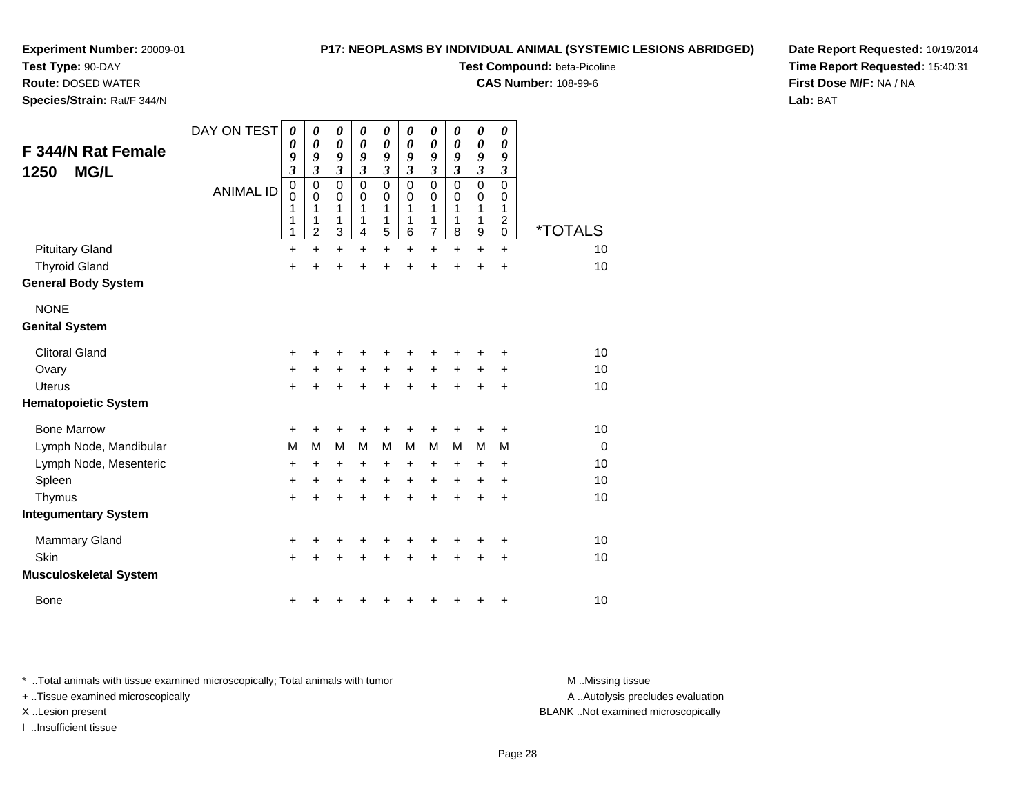**Experiment Number:** 20009-01
**Test Type:** 90-DAY
**Route:** DOSED WATER
**Species/Strain:** Rat/F 344/N

**P17: NEOPLASMS BY INDIVIDUAL ANIMAL (SYSTEMIC LESIONS ABRIDGED)**
**Test Compound:** beta-Picoline
**CAS Number:** 108-99-6

**Date Report Requested:** 10/19/2014
**Time Report Requested:** 15:40:31
**First Dose M/F:** NA / NA
**Lab:** BAT

## F 344/N Rat Female 1250 MG/L

| DAY ON TEST | 0093 | 0093 | 0093 | 0093 | 0093 | 0093 | 0093 | 0093 | 0093 | 0093 | |
|---|---|---|---|---|---|---|---|---|---|---|---|
| ANIMAL ID | 00111 | 00112 | 00113 | 00114 | 00115 | 00116 | 00117 | 00118 | 00119 | 00120 | *TOTALS |
| Pituitary Gland | + | + | + | + | + | + | + | + | + | + | 10 |
| Thyroid Gland | + | + | + | + | + | + | + | + | + | + | 10 |
| **General Body System** | | | | | | | | | | | |
| NONE | | | | | | | | | | | |
| **Genital System** | | | | | | | | | | | |
| Clitoral Gland | + | + | + | + | + | + | + | + | + | + | 10 |
| Ovary | + | + | + | + | + | + | + | + | + | + | 10 |
| Uterus | + | + | + | + | + | + | + | + | + | + | 10 |
| **Hematopoietic System** | | | | | | | | | | | |
| Bone Marrow | + | + | + | + | + | + | + | + | + | + | 10 |
| Lymph Node, Mandibular | M | M | M | M | M | M | M | M | M | M | 0 |
| Lymph Node, Mesenteric | + | + | + | + | + | + | + | + | + | + | 10 |
| Spleen | + | + | + | + | + | + | + | + | + | + | 10 |
| Thymus | + | + | + | + | + | + | + | + | + | + | 10 |
| **Integumentary System** | | | | | | | | | | | |
| Mammary Gland | + | + | + | + | + | + | + | + | + | + | 10 |
| Skin | + | + | + | + | + | + | + | + | + | + | 10 |
| **Musculoskeletal System** | | | | | | | | | | | |
| Bone | + | + | + | + | + | + | + | + | + | + | 10 |

* ..Total animals with tissue examined microscopically; Total animals with tumor
+ ..Tissue examined microscopically
X ..Lesion present
I ..Insufficient tissue

M ..Missing tissue
A ..Autolysis precludes evaluation
BLANK ..Not examined microscopically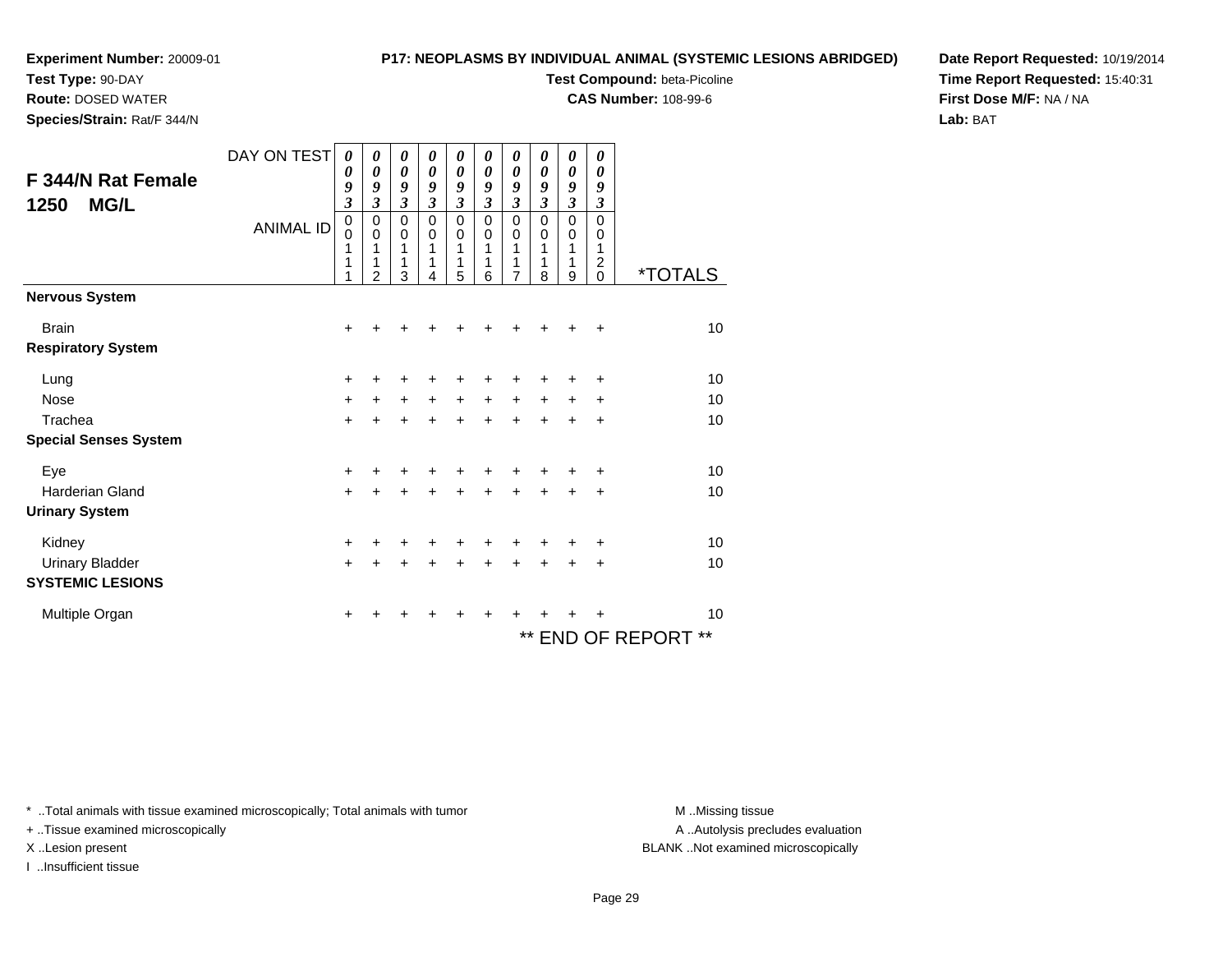**Experiment Number:** 20009-01
**Test Type:** 90-DAY
**Route:** DOSED WATER
**Species/Strain:** Rat/F 344/N

**P17: NEOPLASMS BY INDIVIDUAL ANIMAL (SYSTEMIC LESIONS ABRIDGED)**
**Test Compound:** beta-Picoline
**CAS Number:** 108-99-6

**Date Report Requested:** 10/19/2014
**Time Report Requested:** 15:40:31
**First Dose M/F:** NA / NA
**Lab:** BAT

## F 344/N Rat Female 1250 MG/L

| DAY ON TEST | 0093 | 0093 | 0093 | 0093 | 0093 | 0093 | 0093 | 0093 | 0093 | 0093 | |
|---|---|---|---|---|---|---|---|---|---|---|---|
| ANIMAL ID | 00111 | 00112 | 00113 | 00114 | 00115 | 00116 | 00117 | 00118 | 00119 | 00120 | *TOTALS |
| **Nervous System** | | | | | | | | | | | |
| Brain | + | + | + | + | + | + | + | + | + | + | 10 |
| **Respiratory System** | | | | | | | | | | | |
| Lung | + | + | + | + | + | + | + | + | + | + | 10 |
| Nose | + | + | + | + | + | + | + | + | + | + | 10 |
| Trachea | + | + | + | + | + | + | + | + | + | + | 10 |
| **Special Senses System** | | | | | | | | | | | |
| Eye | + | + | + | + | + | + | + | + | + | + | 10 |
| Harderian Gland | + | + | + | + | + | + | + | + | + | + | 10 |
| **Urinary System** | | | | | | | | | | | |
| Kidney | + | + | + | + | + | + | + | + | + | + | 10 |
| Urinary Bladder | + | + | + | + | + | + | + | + | + | + | 10 |
| **SYSTEMIC LESIONS** | | | | | | | | | | | |
| Multiple Organ | + | + | + | + | + | + | + | + | + | + | 10 |

** END OF REPORT **

* ..Total animals with tissue examined microscopically; Total animals with tumor
+ ..Tissue examined microscopically
X ..Lesion present
I ..Insufficient tissue

M ..Missing tissue
A ..Autolysis precludes evaluation
BLANK ..Not examined microscopically